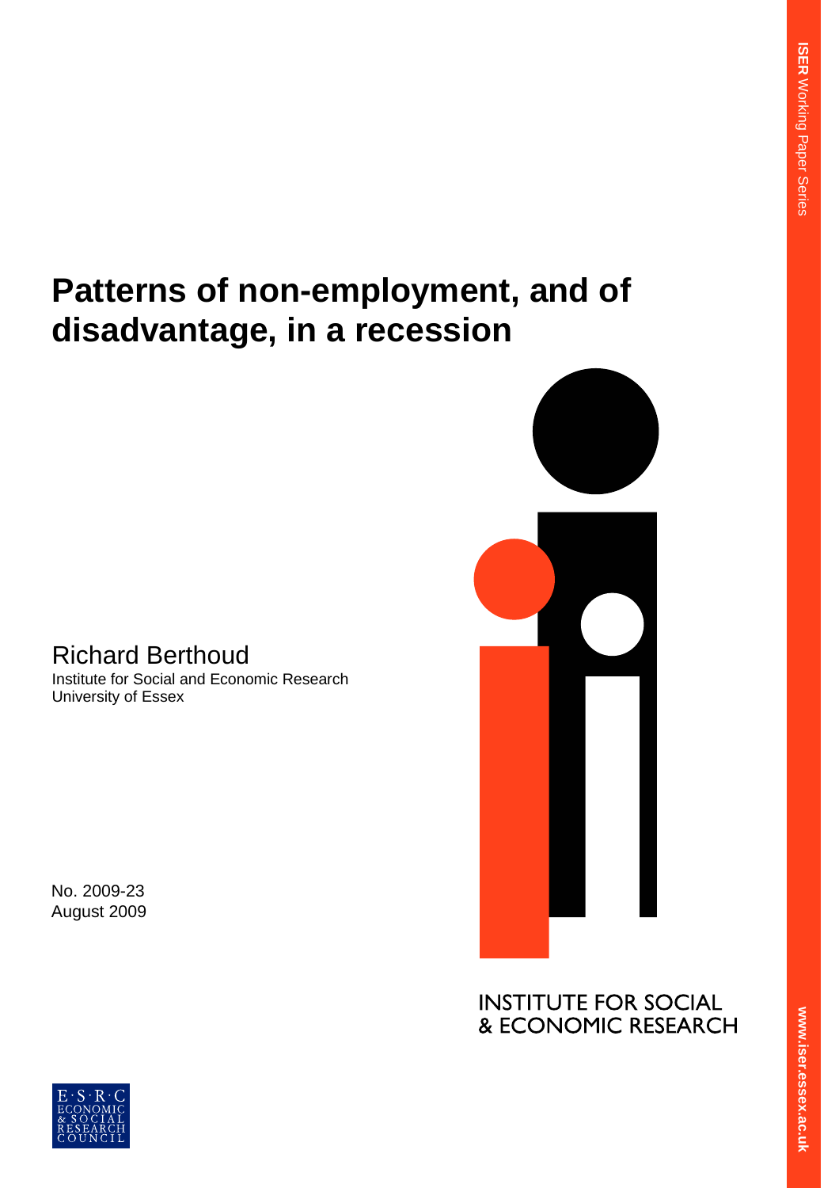ISER Working Paper Series

# Patterns of non-employment, and of disadvantage, in a recession

Richard Berthoud
Institute for Social and Economic Research
University of Essex

No. 2009-23
August 2009

INSTITUTE FOR SOCIAL & ECONOMIC RESEARCH

www.iser.essex.ac.uk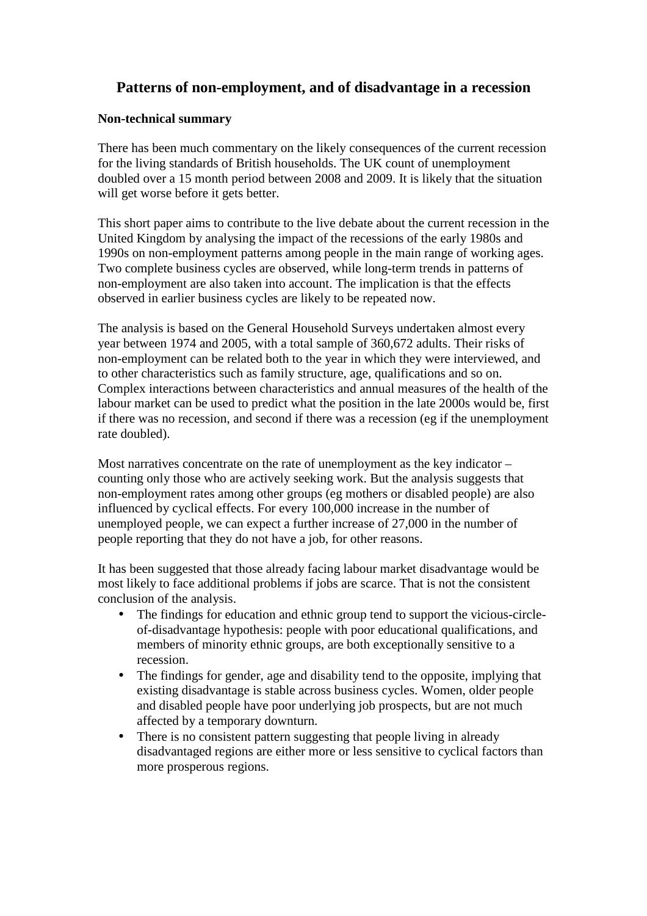# Patterns of non-employment, and of disadvantage in a recession

### Non-technical summary

There has been much commentary on the likely consequences of the current recession for the living standards of British households. The UK count of unemployment doubled over a 15 month period between 2008 and 2009. It is likely that the situation will get worse before it gets better.

This short paper aims to contribute to the live debate about the current recession in the United Kingdom by analysing the impact of the recessions of the early 1980s and 1990s on non-employment patterns among people in the main range of working ages. Two complete business cycles are observed, while long-term trends in patterns of non-employment are also taken into account. The implication is that the effects observed in earlier business cycles are likely to be repeated now.

The analysis is based on the General Household Surveys undertaken almost every year between 1974 and 2005, with a total sample of 360,672 adults. Their risks of non-employment can be related both to the year in which they were interviewed, and to other characteristics such as family structure, age, qualifications and so on. Complex interactions between characteristics and annual measures of the health of the labour market can be used to predict what the position in the late 2000s would be, first if there was no recession, and second if there was a recession (eg if the unemployment rate doubled).

Most narratives concentrate on the rate of unemployment as the key indicator – counting only those who are actively seeking work. But the analysis suggests that non-employment rates among other groups (eg mothers or disabled people) are also influenced by cyclical effects. For every 100,000 increase in the number of unemployed people, we can expect a further increase of 27,000 in the number of people reporting that they do not have a job, for other reasons.

It has been suggested that those already facing labour market disadvantage would be most likely to face additional problems if jobs are scarce. That is not the consistent conclusion of the analysis.

- The findings for education and ethnic group tend to support the vicious-circle-of-disadvantage hypothesis: people with poor educational qualifications, and members of minority ethnic groups, are both exceptionally sensitive to a recession.
- The findings for gender, age and disability tend to the opposite, implying that existing disadvantage is stable across business cycles. Women, older people and disabled people have poor underlying job prospects, but are not much affected by a temporary downturn.
- There is no consistent pattern suggesting that people living in already disadvantaged regions are either more or less sensitive to cyclical factors than more prosperous regions.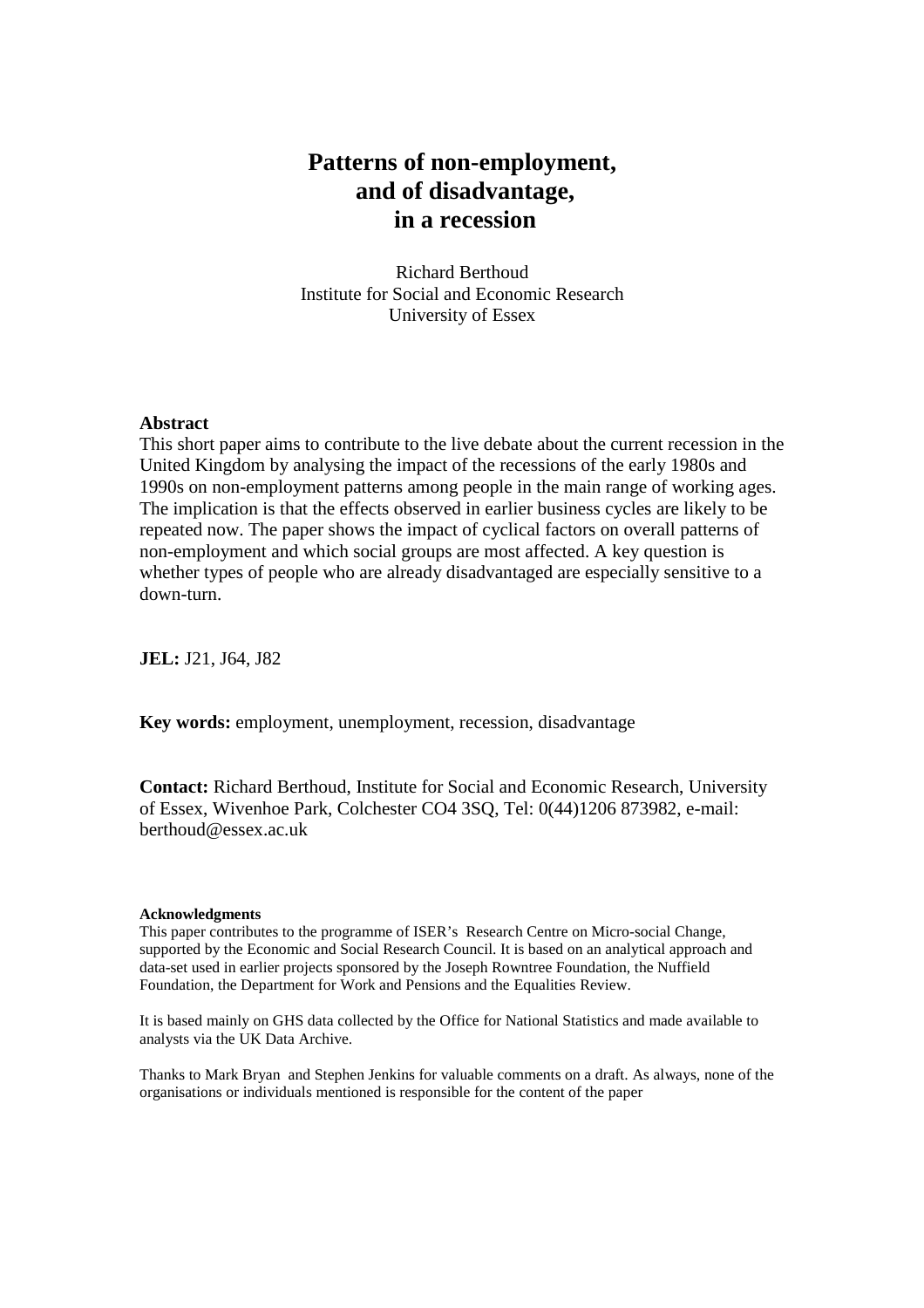# Patterns of non-employment, and of disadvantage, in a recession

Richard Berthoud
Institute for Social and Economic Research
University of Essex

**Abstract**
This short paper aims to contribute to the live debate about the current recession in the United Kingdom by analysing the impact of the recessions of the early 1980s and 1990s on non-employment patterns among people in the main range of working ages. The implication is that the effects observed in earlier business cycles are likely to be repeated now. The paper shows the impact of cyclical factors on overall patterns of non-employment and which social groups are most affected. A key question is whether types of people who are already disadvantaged are especially sensitive to a down-turn.

**JEL:** J21, J64, J82

**Key words:** employment, unemployment, recession, disadvantage

**Contact:** Richard Berthoud, Institute for Social and Economic Research, University of Essex, Wivenhoe Park, Colchester CO4 3SQ, Tel: 0(44)1206 873982, e-mail: berthoud@essex.ac.uk

**Acknowledgments**
This paper contributes to the programme of ISER's Research Centre on Micro-social Change, supported by the Economic and Social Research Council. It is based on an analytical approach and data-set used in earlier projects sponsored by the Joseph Rowntree Foundation, the Nuffield Foundation, the Department for Work and Pensions and the Equalities Review.

It is based mainly on GHS data collected by the Office for National Statistics and made available to analysts via the UK Data Archive.

Thanks to Mark Bryan and Stephen Jenkins for valuable comments on a draft. As always, none of the organisations or individuals mentioned is responsible for the content of the paper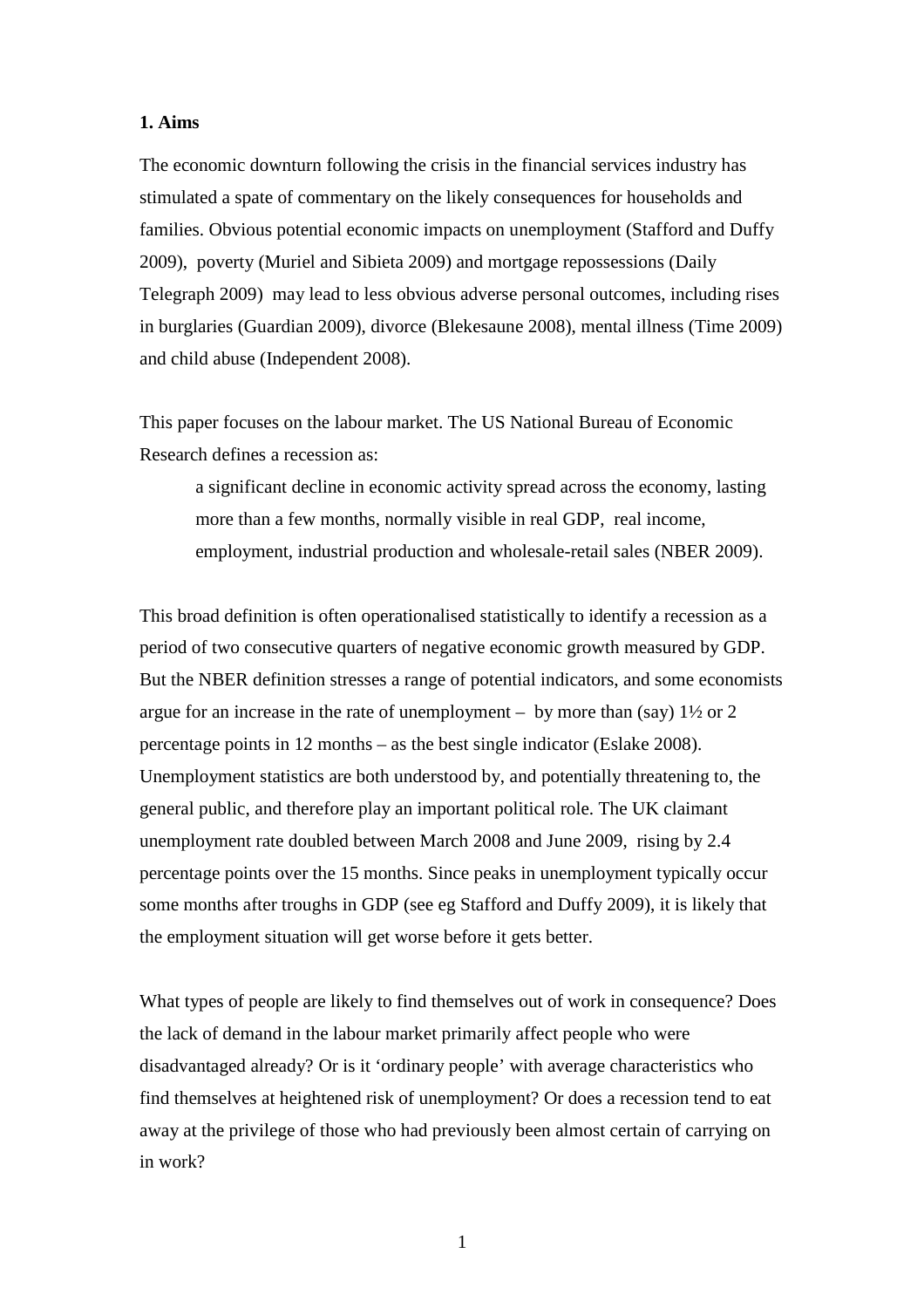## 1. Aims

The economic downturn following the crisis in the financial services industry has stimulated a spate of commentary on the likely consequences for households and families. Obvious potential economic impacts on unemployment (Stafford and Duffy 2009), poverty (Muriel and Sibieta 2009) and mortgage repossessions (Daily Telegraph 2009) may lead to less obvious adverse personal outcomes, including rises in burglaries (Guardian 2009), divorce (Blekesaune 2008), mental illness (Time 2009) and child abuse (Independent 2008).

This paper focuses on the labour market. The US National Bureau of Economic Research defines a recession as:

> a significant decline in economic activity spread across the economy, lasting more than a few months, normally visible in real GDP, real income, employment, industrial production and wholesale-retail sales (NBER 2009).

This broad definition is often operationalised statistically to identify a recession as a period of two consecutive quarters of negative economic growth measured by GDP. But the NBER definition stresses a range of potential indicators, and some economists argue for an increase in the rate of unemployment – by more than (say) 1½ or 2 percentage points in 12 months – as the best single indicator (Eslake 2008). Unemployment statistics are both understood by, and potentially threatening to, the general public, and therefore play an important political role. The UK claimant unemployment rate doubled between March 2008 and June 2009, rising by 2.4 percentage points over the 15 months. Since peaks in unemployment typically occur some months after troughs in GDP (see eg Stafford and Duffy 2009), it is likely that the employment situation will get worse before it gets better.

What types of people are likely to find themselves out of work in consequence? Does the lack of demand in the labour market primarily affect people who were disadvantaged already? Or is it 'ordinary people' with average characteristics who find themselves at heightened risk of unemployment? Or does a recession tend to eat away at the privilege of those who had previously been almost certain of carrying on in work?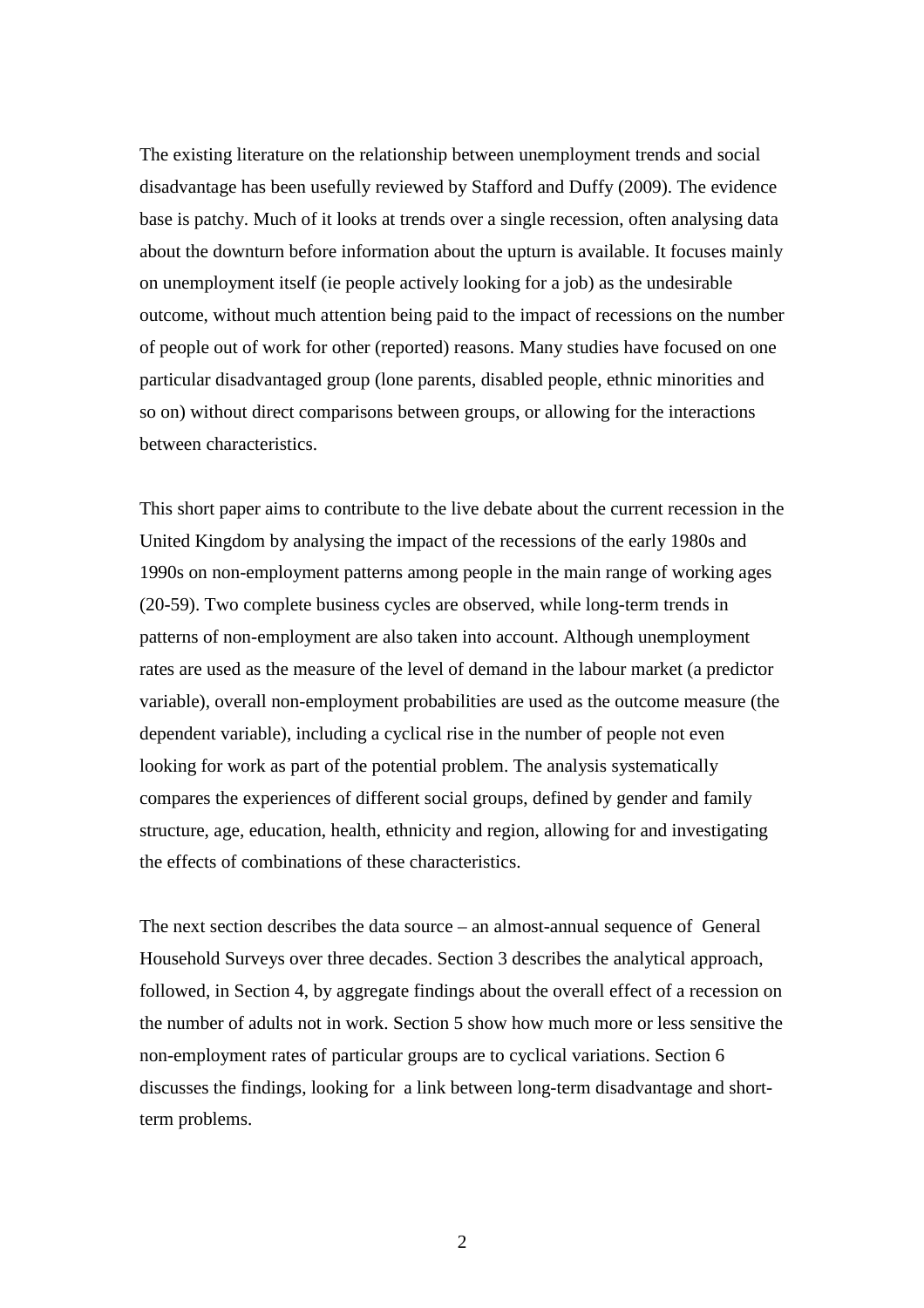The existing literature on the relationship between unemployment trends and social disadvantage has been usefully reviewed by Stafford and Duffy (2009). The evidence base is patchy. Much of it looks at trends over a single recession, often analysing data about the downturn before information about the upturn is available. It focuses mainly on unemployment itself (ie people actively looking for a job) as the undesirable outcome, without much attention being paid to the impact of recessions on the number of people out of work for other (reported) reasons. Many studies have focused on one particular disadvantaged group (lone parents, disabled people, ethnic minorities and so on) without direct comparisons between groups, or allowing for the interactions between characteristics.

This short paper aims to contribute to the live debate about the current recession in the United Kingdom by analysing the impact of the recessions of the early 1980s and 1990s on non-employment patterns among people in the main range of working ages (20-59). Two complete business cycles are observed, while long-term trends in patterns of non-employment are also taken into account. Although unemployment rates are used as the measure of the level of demand in the labour market (a predictor variable), overall non-employment probabilities are used as the outcome measure (the dependent variable), including a cyclical rise in the number of people not even looking for work as part of the potential problem. The analysis systematically compares the experiences of different social groups, defined by gender and family structure, age, education, health, ethnicity and region, allowing for and investigating the effects of combinations of these characteristics.

The next section describes the data source – an almost-annual sequence of General Household Surveys over three decades. Section 3 describes the analytical approach, followed, in Section 4, by aggregate findings about the overall effect of a recession on the number of adults not in work. Section 5 show how much more or less sensitive the non-employment rates of particular groups are to cyclical variations. Section 6 discusses the findings, looking for a link between long-term disadvantage and short-term problems.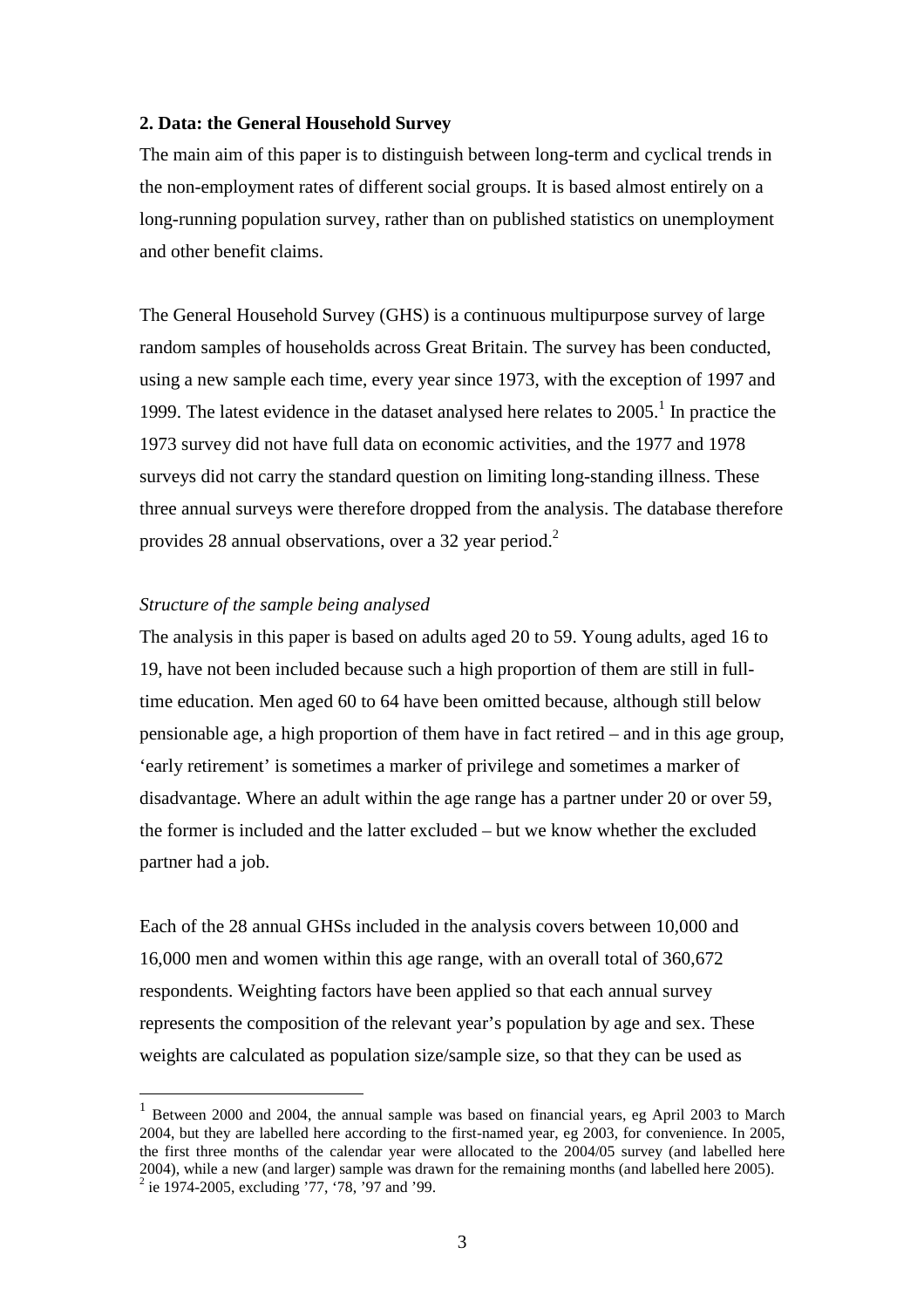## 2. Data: the General Household Survey

The main aim of this paper is to distinguish between long-term and cyclical trends in the non-employment rates of different social groups. It is based almost entirely on a long-running population survey, rather than on published statistics on unemployment and other benefit claims.

The General Household Survey (GHS) is a continuous multipurpose survey of large random samples of households across Great Britain. The survey has been conducted, using a new sample each time, every year since 1973, with the exception of 1997 and 1999. The latest evidence in the dataset analysed here relates to 2005.[1] In practice the 1973 survey did not have full data on economic activities, and the 1977 and 1978 surveys did not carry the standard question on limiting long-standing illness. These three annual surveys were therefore dropped from the analysis. The database therefore provides 28 annual observations, over a 32 year period.[2]

*Structure of the sample being analysed*

The analysis in this paper is based on adults aged 20 to 59. Young adults, aged 16 to 19, have not been included because such a high proportion of them are still in full-time education. Men aged 60 to 64 have been omitted because, although still below pensionable age, a high proportion of them have in fact retired – and in this age group, 'early retirement' is sometimes a marker of privilege and sometimes a marker of disadvantage. Where an adult within the age range has a partner under 20 or over 59, the former is included and the latter excluded – but we know whether the excluded partner had a job.

Each of the 28 annual GHSs included in the analysis covers between 10,000 and 16,000 men and women within this age range, with an overall total of 360,672 respondents. Weighting factors have been applied so that each annual survey represents the composition of the relevant year's population by age and sex. These weights are calculated as population size/sample size, so that they can be used as

[1] Between 2000 and 2004, the annual sample was based on financial years, eg April 2003 to March 2004, but they are labelled here according to the first-named year, eg 2003, for convenience. In 2005, the first three months of the calendar year were allocated to the 2004/05 survey (and labelled here 2004), while a new (and larger) sample was drawn for the remaining months (and labelled here 2005).

[2] ie 1974-2005, excluding '77, '78, '97 and '99.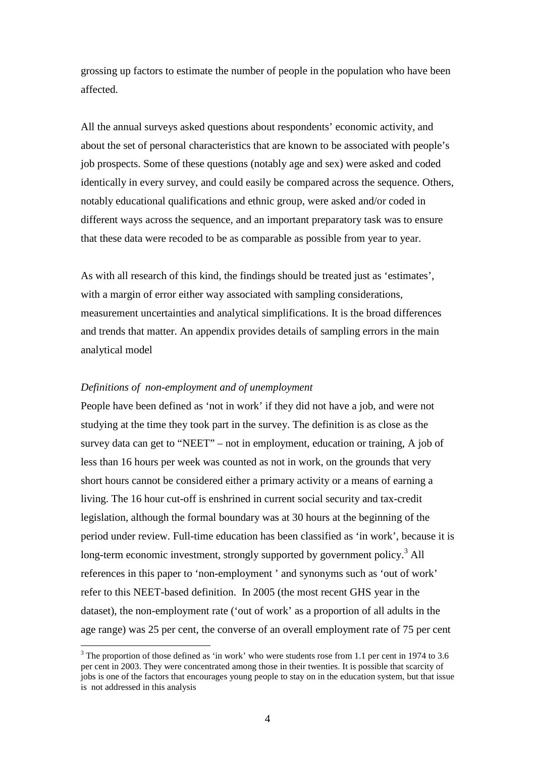grossing up factors to estimate the number of people in the population who have been affected.

All the annual surveys asked questions about respondents' economic activity, and about the set of personal characteristics that are known to be associated with people's job prospects. Some of these questions (notably age and sex) were asked and coded identically in every survey, and could easily be compared across the sequence. Others, notably educational qualifications and ethnic group, were asked and/or coded in different ways across the sequence, and an important preparatory task was to ensure that these data were recoded to be as comparable as possible from year to year.

As with all research of this kind, the findings should be treated just as 'estimates', with a margin of error either way associated with sampling considerations, measurement uncertainties and analytical simplifications. It is the broad differences and trends that matter. An appendix provides details of sampling errors in the main analytical model

*Definitions of non-employment and of unemployment*

People have been defined as 'not in work' if they did not have a job, and were not studying at the time they took part in the survey. The definition is as close as the survey data can get to "NEET" – not in employment, education or training, A job of less than 16 hours per week was counted as not in work, on the grounds that very short hours cannot be considered either a primary activity or a means of earning a living. The 16 hour cut-off is enshrined in current social security and tax-credit legislation, although the formal boundary was at 30 hours at the beginning of the period under review. Full-time education has been classified as 'in work', because it is long-term economic investment, strongly supported by government policy.[3] All references in this paper to 'non-employment ' and synonyms such as 'out of work' refer to this NEET-based definition. In 2005 (the most recent GHS year in the dataset), the non-employment rate ('out of work' as a proportion of all adults in the age range) was 25 per cent, the converse of an overall employment rate of 75 per cent

[3] The proportion of those defined as 'in work' who were students rose from 1.1 per cent in 1974 to 3.6 per cent in 2003. They were concentrated among those in their twenties. It is possible that scarcity of jobs is one of the factors that encourages young people to stay on in the education system, but that issue is not addressed in this analysis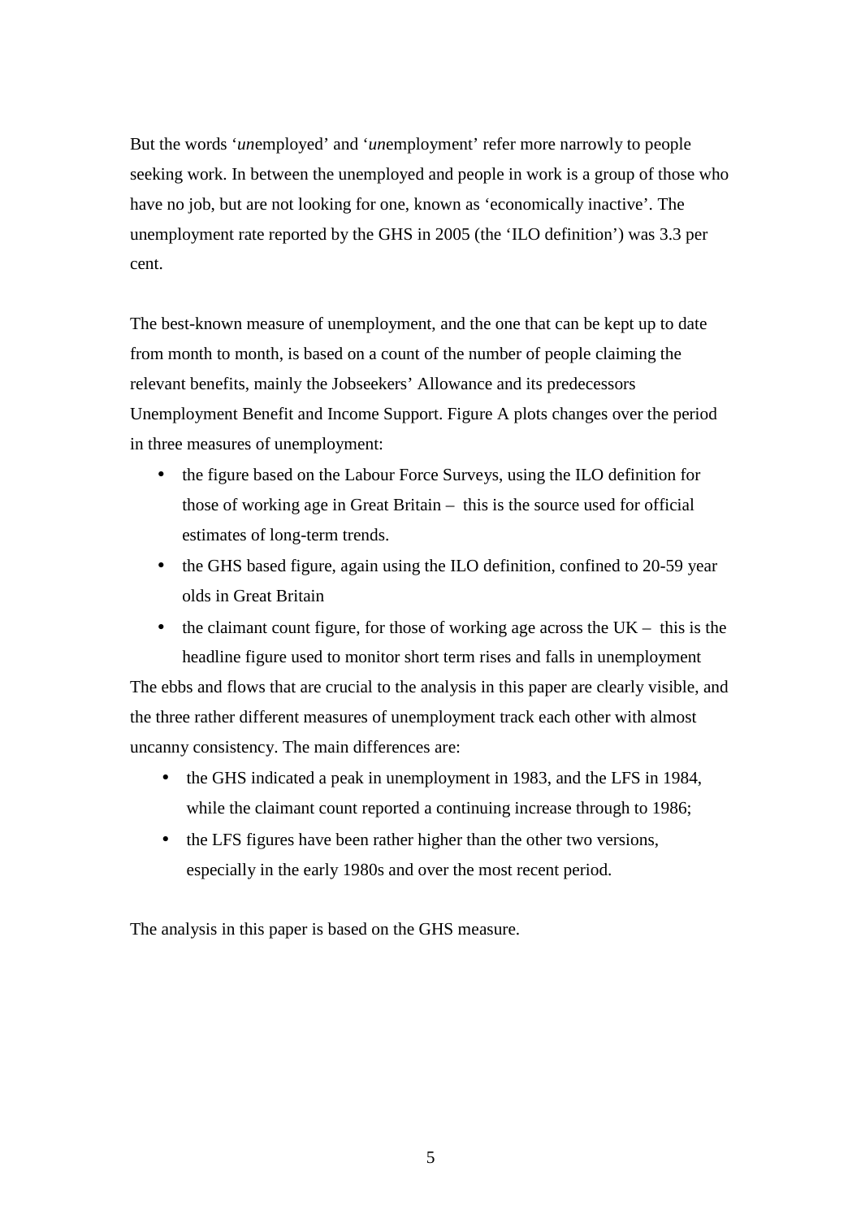But the words ‘*un*employed’ and ‘*un*employment’ refer more narrowly to people seeking work. In between the unemployed and people in work is a group of those who have no job, but are not looking for one, known as ‘economically inactive’. The unemployment rate reported by the GHS in 2005 (the ‘ILO definition’) was 3.3 per cent.

The best-known measure of unemployment, and the one that can be kept up to date from month to month, is based on a count of the number of people claiming the relevant benefits, mainly the Jobseekers’ Allowance and its predecessors Unemployment Benefit and Income Support. Figure A plots changes over the period in three measures of unemployment:

- the figure based on the Labour Force Surveys, using the ILO definition for those of working age in Great Britain – this is the source used for official estimates of long-term trends.
- the GHS based figure, again using the ILO definition, confined to 20-59 year olds in Great Britain
- the claimant count figure, for those of working age across the UK – this is the headline figure used to monitor short term rises and falls in unemployment

The ebbs and flows that are crucial to the analysis in this paper are clearly visible, and the three rather different measures of unemployment track each other with almost uncanny consistency. The main differences are:

- the GHS indicated a peak in unemployment in 1983, and the LFS in 1984, while the claimant count reported a continuing increase through to 1986;
- the LFS figures have been rather higher than the other two versions, especially in the early 1980s and over the most recent period.

The analysis in this paper is based on the GHS measure.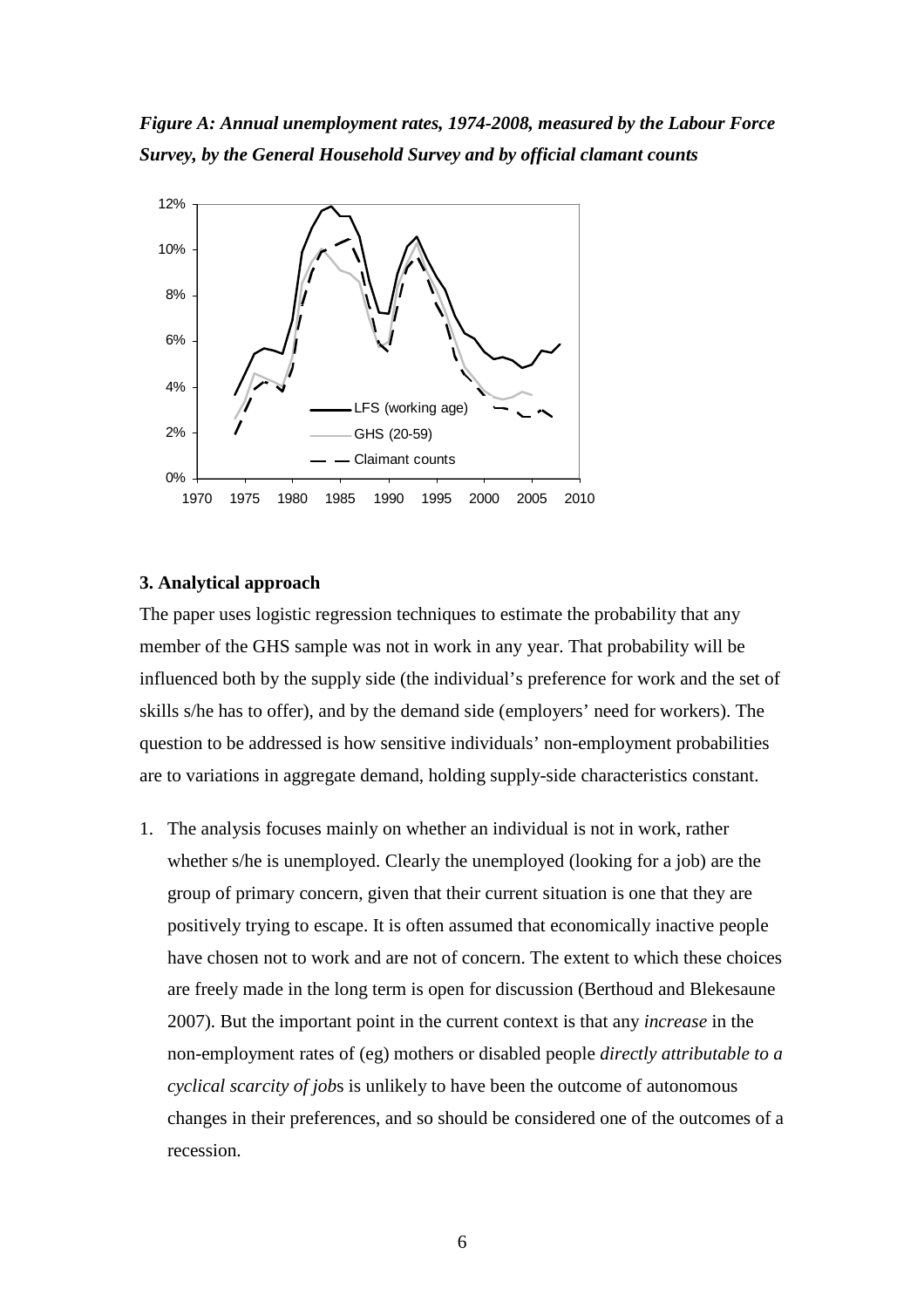*Figure A: Annual unemployment rates, 1974-2008, measured by the Labour Force Survey, by the General Household Survey and by official clamant counts*

### 3. Analytical approach

The paper uses logistic regression techniques to estimate the probability that any member of the GHS sample was not in work in any year. That probability will be influenced both by the supply side (the individual's preference for work and the set of skills s/he has to offer), and by the demand side (employers' need for workers). The question to be addressed is how sensitive individuals' non-employment probabilities are to variations in aggregate demand, holding supply-side characteristics constant.

1. The analysis focuses mainly on whether an individual is not in work, rather whether s/he is unemployed. Clearly the unemployed (looking for a job) are the group of primary concern, given that their current situation is one that they are positively trying to escape. It is often assumed that economically inactive people have chosen not to work and are not of concern. The extent to which these choices are freely made in the long term is open for discussion (Berthoud and Blekesaune 2007). But the important point in the current context is that any *increase* in the non-employment rates of (eg) mothers or disabled people *directly attributable to a cyclical scarcity of job*s is unlikely to have been the outcome of autonomous changes in their preferences, and so should be considered one of the outcomes of a recession.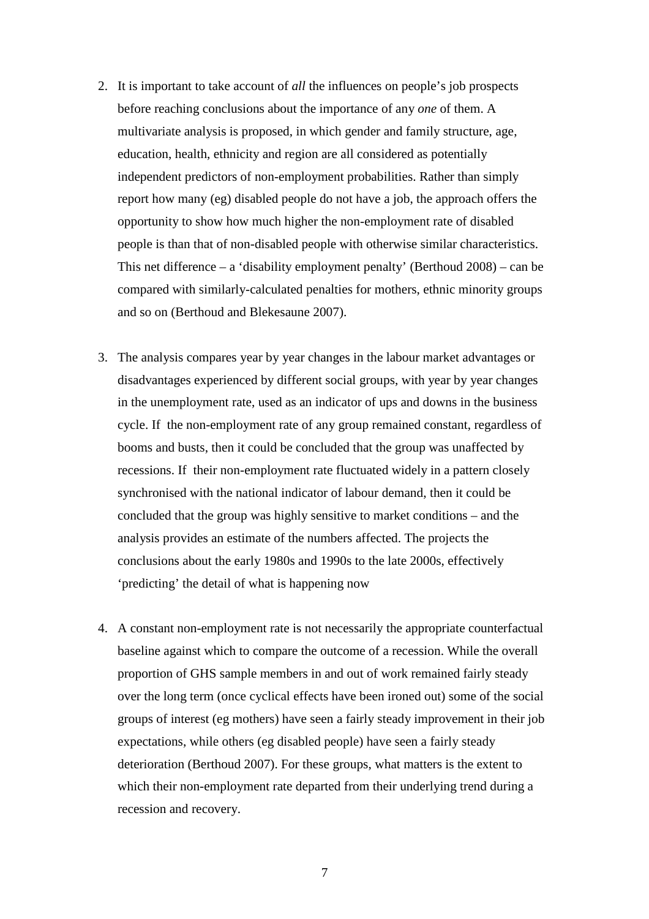2. It is important to take account of *all* the influences on people's job prospects before reaching conclusions about the importance of any *one* of them. A multivariate analysis is proposed, in which gender and family structure, age, education, health, ethnicity and region are all considered as potentially independent predictors of non-employment probabilities. Rather than simply report how many (eg) disabled people do not have a job, the approach offers the opportunity to show how much higher the non-employment rate of disabled people is than that of non-disabled people with otherwise similar characteristics. This net difference – a 'disability employment penalty' (Berthoud 2008) – can be compared with similarly-calculated penalties for mothers, ethnic minority groups and so on (Berthoud and Blekesaune 2007).

3. The analysis compares year by year changes in the labour market advantages or disadvantages experienced by different social groups, with year by year changes in the unemployment rate, used as an indicator of ups and downs in the business cycle. If the non-employment rate of any group remained constant, regardless of booms and busts, then it could be concluded that the group was unaffected by recessions. If their non-employment rate fluctuated widely in a pattern closely synchronised with the national indicator of labour demand, then it could be concluded that the group was highly sensitive to market conditions – and the analysis provides an estimate of the numbers affected. The projects the conclusions about the early 1980s and 1990s to the late 2000s, effectively 'predicting' the detail of what is happening now

4. A constant non-employment rate is not necessarily the appropriate counterfactual baseline against which to compare the outcome of a recession. While the overall proportion of GHS sample members in and out of work remained fairly steady over the long term (once cyclical effects have been ironed out) some of the social groups of interest (eg mothers) have seen a fairly steady improvement in their job expectations, while others (eg disabled people) have seen a fairly steady deterioration (Berthoud 2007). For these groups, what matters is the extent to which their non-employment rate departed from their underlying trend during a recession and recovery.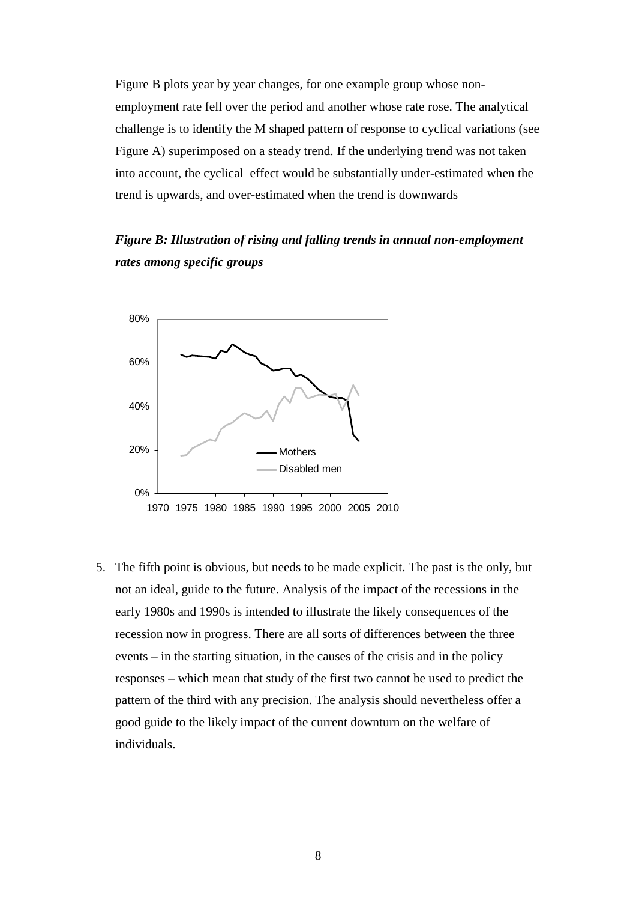Figure B plots year by year changes, for one example group whose non-employment rate fell over the period and another whose rate rose. The analytical challenge is to identify the M shaped pattern of response to cyclical variations (see Figure A) superimposed on a steady trend. If the underlying trend was not taken into account, the cyclical effect would be substantially under-estimated when the trend is upwards, and over-estimated when the trend is downwards

***Figure B: Illustration of rising and falling trends in annual non-employment rates among specific groups***

5. The fifth point is obvious, but needs to be made explicit. The past is the only, but not an ideal, guide to the future. Analysis of the impact of the recessions in the early 1980s and 1990s is intended to illustrate the likely consequences of the recession now in progress. There are all sorts of differences between the three events – in the starting situation, in the causes of the crisis and in the policy responses – which mean that study of the first two cannot be used to predict the pattern of the third with any precision. The analysis should nevertheless offer a good guide to the likely impact of the current downturn on the welfare of individuals.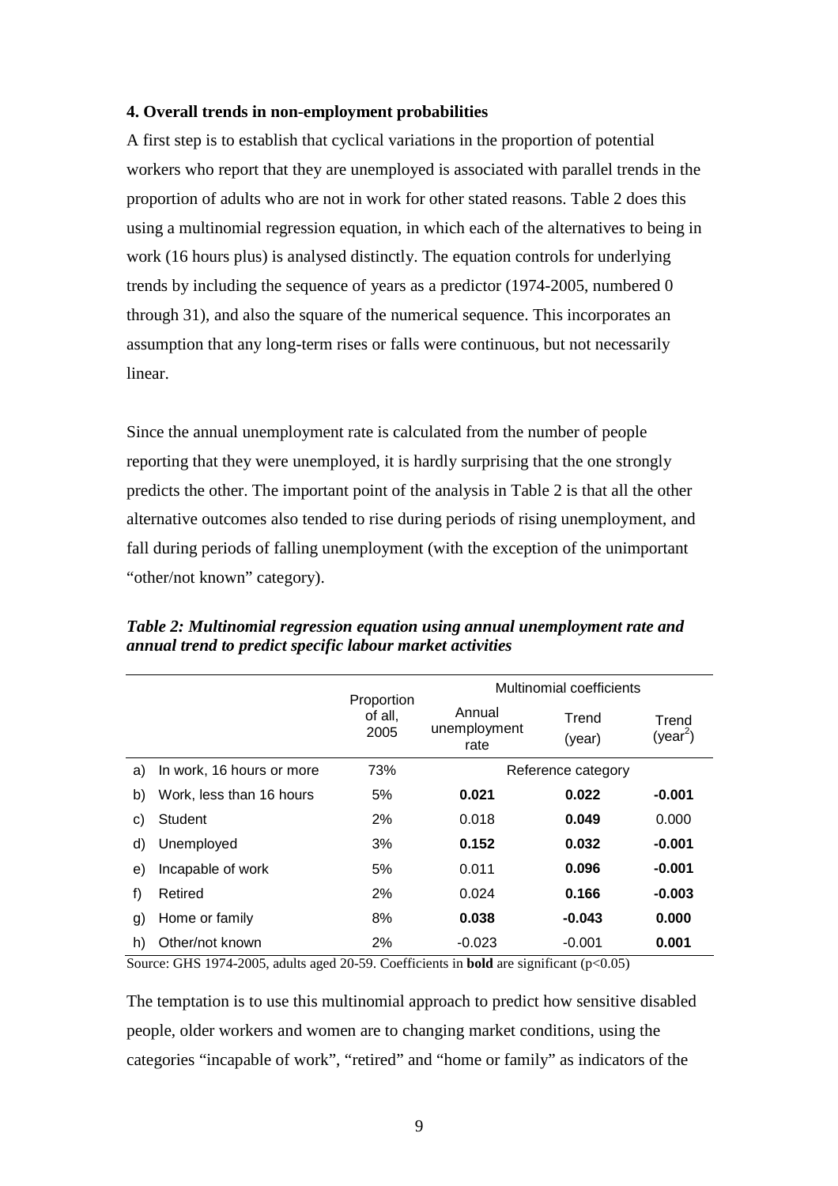### 4. Overall trends in non-employment probabilities

A first step is to establish that cyclical variations in the proportion of potential workers who report that they are unemployed is associated with parallel trends in the proportion of adults who are not in work for other stated reasons. Table 2 does this using a multinomial regression equation, in which each of the alternatives to being in work (16 hours plus) is analysed distinctly. The equation controls for underlying trends by including the sequence of years as a predictor (1974-2005, numbered 0 through 31), and also the square of the numerical sequence. This incorporates an assumption that any long-term rises or falls were continuous, but not necessarily linear.

Since the annual unemployment rate is calculated from the number of people reporting that they were unemployed, it is hardly surprising that the one strongly predicts the other. The important point of the analysis in Table 2 is that all the other alternative outcomes also tended to rise during periods of rising unemployment, and fall during periods of falling unemployment (with the exception of the unimportant "other/not known" category).

***Table 2: Multinomial regression equation using annual unemployment rate and annual trend to predict specific labour market activities***

| | | Proportion of all, 2005 | Multinomial coefficients | | |
|---|---|---|---|---|---|
| | | | Annual unemployment rate | Trend (year) | Trend ($year^2$) |
| a) | In work, 16 hours or more | 73% | Reference category | | |
| b) | Work, less than 16 hours | 5% | **0.021** | **0.022** | **-0.001** |
| c) | Student | 2% | 0.018 | **0.049** | 0.000 |
| d) | Unemployed | 3% | **0.152** | **0.032** | **-0.001** |
| e) | Incapable of work | 5% | 0.011 | **0.096** | **-0.001** |
| f) | Retired | 2% | 0.024 | **0.166** | **-0.003** |
| g) | Home or family | 8% | **0.038** | **-0.043** | **0.000** |
| h) | Other/not known | 2% | -0.023 | -0.001 | **0.001** |

Source: GHS 1974-2005, adults aged 20-59. Coefficients in **bold** are significant ($p<0.05$)

The temptation is to use this multinomial approach to predict how sensitive disabled people, older workers and women are to changing market conditions, using the categories "incapable of work", "retired" and "home or family" as indicators of the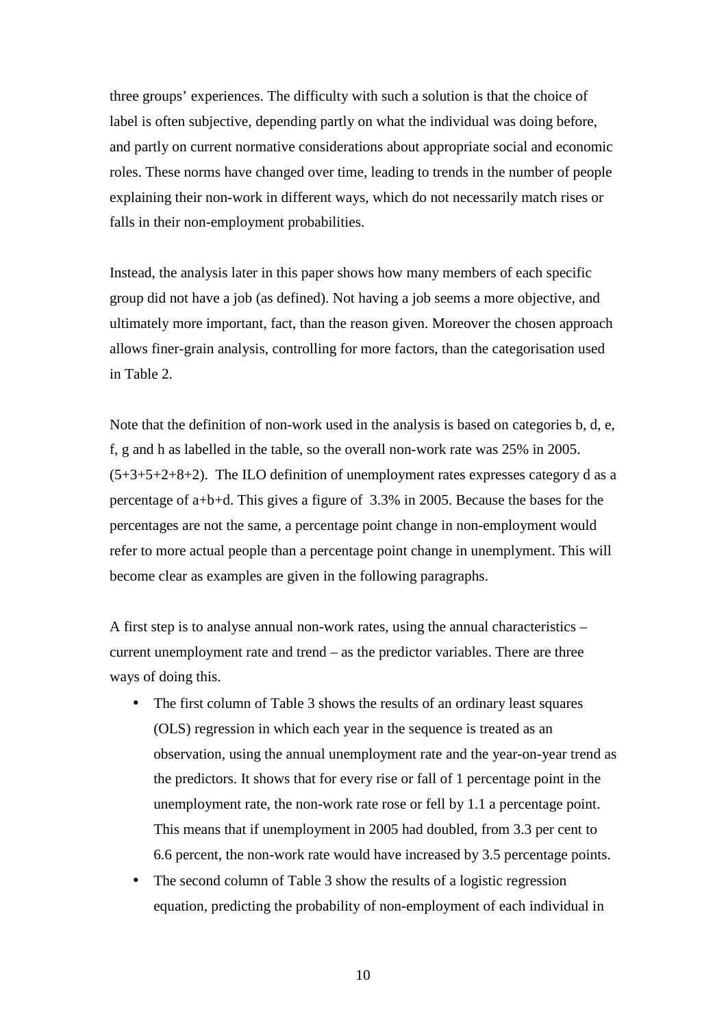three groups' experiences. The difficulty with such a solution is that the choice of label is often subjective, depending partly on what the individual was doing before, and partly on current normative considerations about appropriate social and economic roles. These norms have changed over time, leading to trends in the number of people explaining their non-work in different ways, which do not necessarily match rises or falls in their non-employment probabilities.

Instead, the analysis later in this paper shows how many members of each specific group did not have a job (as defined). Not having a job seems a more objective, and ultimately more important, fact, than the reason given. Moreover the chosen approach allows finer-grain analysis, controlling for more factors, than the categorisation used in Table 2.

Note that the definition of non-work used in the analysis is based on categories b, d, e, f, g and h as labelled in the table, so the overall non-work rate was 25% in 2005. (5+3+5+2+8+2). The ILO definition of unemployment rates expresses category d as a percentage of a+b+d. This gives a figure of 3.3% in 2005. Because the bases for the percentages are not the same, a percentage point change in non-employment would refer to more actual people than a percentage point change in unemplyment. This will become clear as examples are given in the following paragraphs.

A first step is to analyse annual non-work rates, using the annual characteristics – current unemployment rate and trend – as the predictor variables. There are three ways of doing this.

- The first column of Table 3 shows the results of an ordinary least squares (OLS) regression in which each year in the sequence is treated as an observation, using the annual unemployment rate and the year-on-year trend as the predictors. It shows that for every rise or fall of 1 percentage point in the unemployment rate, the non-work rate rose or fell by 1.1 a percentage point. This means that if unemployment in 2005 had doubled, from 3.3 per cent to 6.6 percent, the non-work rate would have increased by 3.5 percentage points.
- The second column of Table 3 show the results of a logistic regression equation, predicting the probability of non-employment of each individual in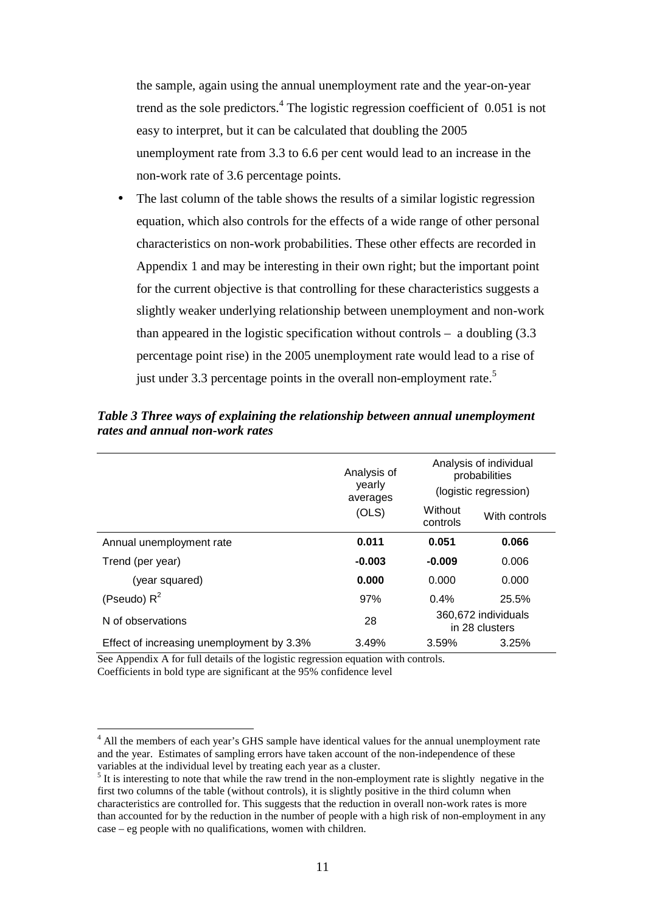the sample, again using the annual unemployment rate and the year-on-year trend as the sole predictors.[4] The logistic regression coefficient of 0.051 is not easy to interpret, but it can be calculated that doubling the 2005 unemployment rate from 3.3 to 6.6 per cent would lead to an increase in the non-work rate of 3.6 percentage points.

- The last column of the table shows the results of a similar logistic regression equation, which also controls for the effects of a wide range of other personal characteristics on non-work probabilities. These other effects are recorded in Appendix 1 and may be interesting in their own right; but the important point for the current objective is that controlling for these characteristics suggests a slightly weaker underlying relationship between unemployment and non-work than appeared in the logistic specification without controls – a doubling (3.3 percentage point rise) in the 2005 unemployment rate would lead to a rise of just under 3.3 percentage points in the overall non-employment rate.[5]

***Table 3 Three ways of explaining the relationship between annual unemployment rates and annual non-work rates***

| | Analysis of yearly averages | Analysis of individual probabilities (logistic regression) | |
|---|---|---|---|
| | (OLS) | Without controls | With controls |
| Annual unemployment rate | **0.011** | **0.051** | **0.066** |
| Trend (per year) | **-0.003** | **-0.009** | 0.006 |
| (year squared) | **0.000** | 0.000 | 0.000 |
| (Pseudo) $R^2$ | 97% | 0.4% | 25.5% |
| N of observations | 28 | 360,672 individuals in 28 clusters | |
| Effect of increasing unemployment by 3.3% | 3.49% | 3.59% | 3.25% |

See Appendix A for full details of the logistic regression equation with controls.
Coefficients in bold type are significant at the 95% confidence level

[4] All the members of each year's GHS sample have identical values for the annual unemployment rate and the year. Estimates of sampling errors have taken account of the non-independence of these variables at the individual level by treating each year as a cluster.

[5] It is interesting to note that while the raw trend in the non-employment rate is slightly negative in the first two columns of the table (without controls), it is slightly positive in the third column when characteristics are controlled for. This suggests that the reduction in overall non-work rates is more than accounted for by the reduction in the number of people with a high risk of non-employment in any case – eg people with no qualifications, women with children.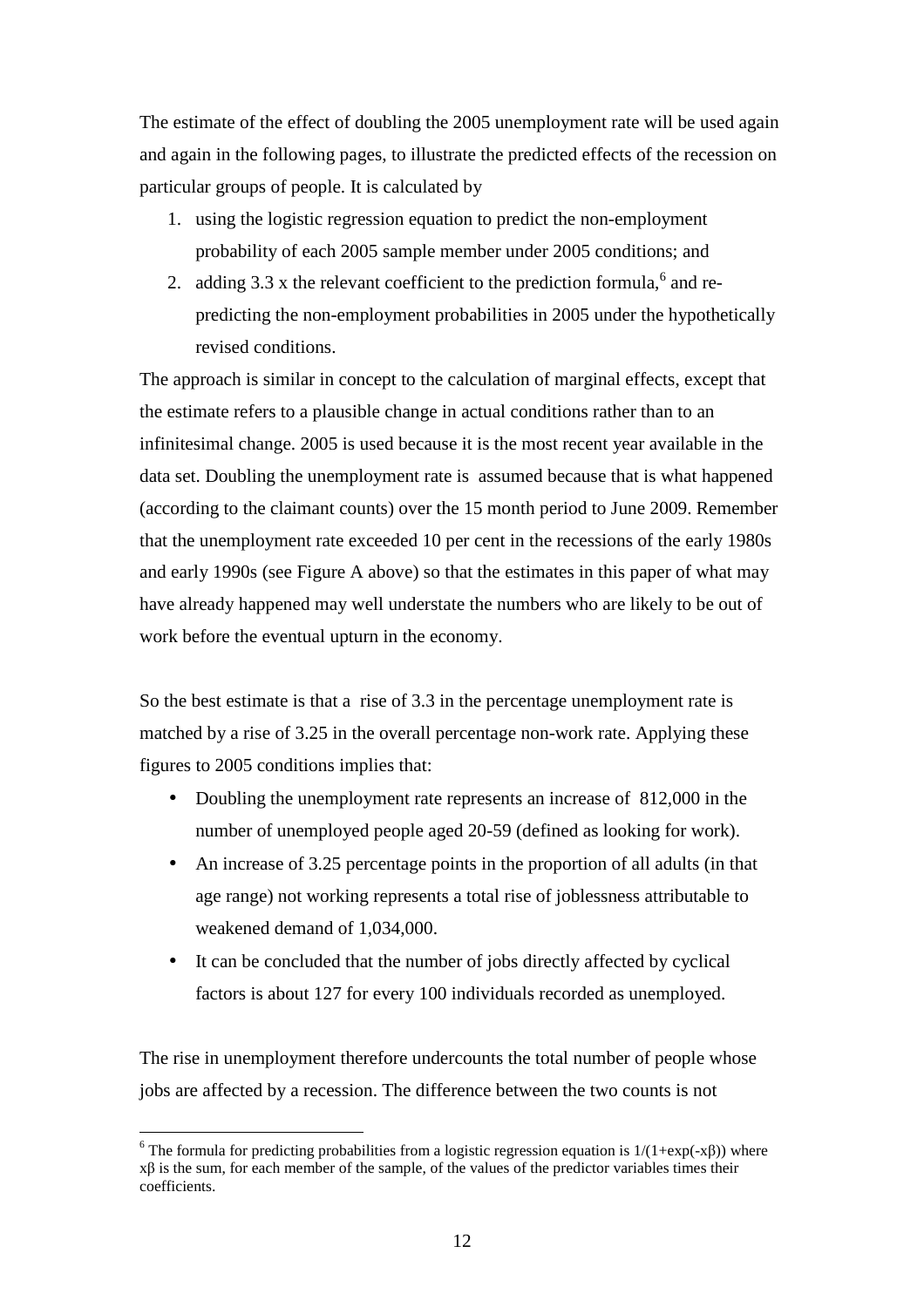The estimate of the effect of doubling the 2005 unemployment rate will be used again and again in the following pages, to illustrate the predicted effects of the recession on particular groups of people. It is calculated by

1. using the logistic regression equation to predict the non-employment probability of each 2005 sample member under 2005 conditions; and
2. adding 3.3 x the relevant coefficient to the prediction formula,[6] and re-predicting the non-employment probabilities in 2005 under the hypothetically revised conditions.

The approach is similar in concept to the calculation of marginal effects, except that the estimate refers to a plausible change in actual conditions rather than to an infinitesimal change. 2005 is used because it is the most recent year available in the data set. Doubling the unemployment rate is assumed because that is what happened (according to the claimant counts) over the 15 month period to June 2009. Remember that the unemployment rate exceeded 10 per cent in the recessions of the early 1980s and early 1990s (see Figure A above) so that the estimates in this paper of what may have already happened may well understate the numbers who are likely to be out of work before the eventual upturn in the economy.

So the best estimate is that a rise of 3.3 in the percentage unemployment rate is matched by a rise of 3.25 in the overall percentage non-work rate. Applying these figures to 2005 conditions implies that:

- Doubling the unemployment rate represents an increase of 812,000 in the number of unemployed people aged 20-59 (defined as looking for work).
- An increase of 3.25 percentage points in the proportion of all adults (in that age range) not working represents a total rise of joblessness attributable to weakened demand of 1,034,000.
- It can be concluded that the number of jobs directly affected by cyclical factors is about 127 for every 100 individuals recorded as unemployed.

The rise in unemployment therefore undercounts the total number of people whose jobs are affected by a recession. The difference between the two counts is not

[6] The formula for predicting probabilities from a logistic regression equation is $1/(1+\exp(-x\beta))$ where $x\beta$ is the sum, for each member of the sample, of the values of the predictor variables times their coefficients.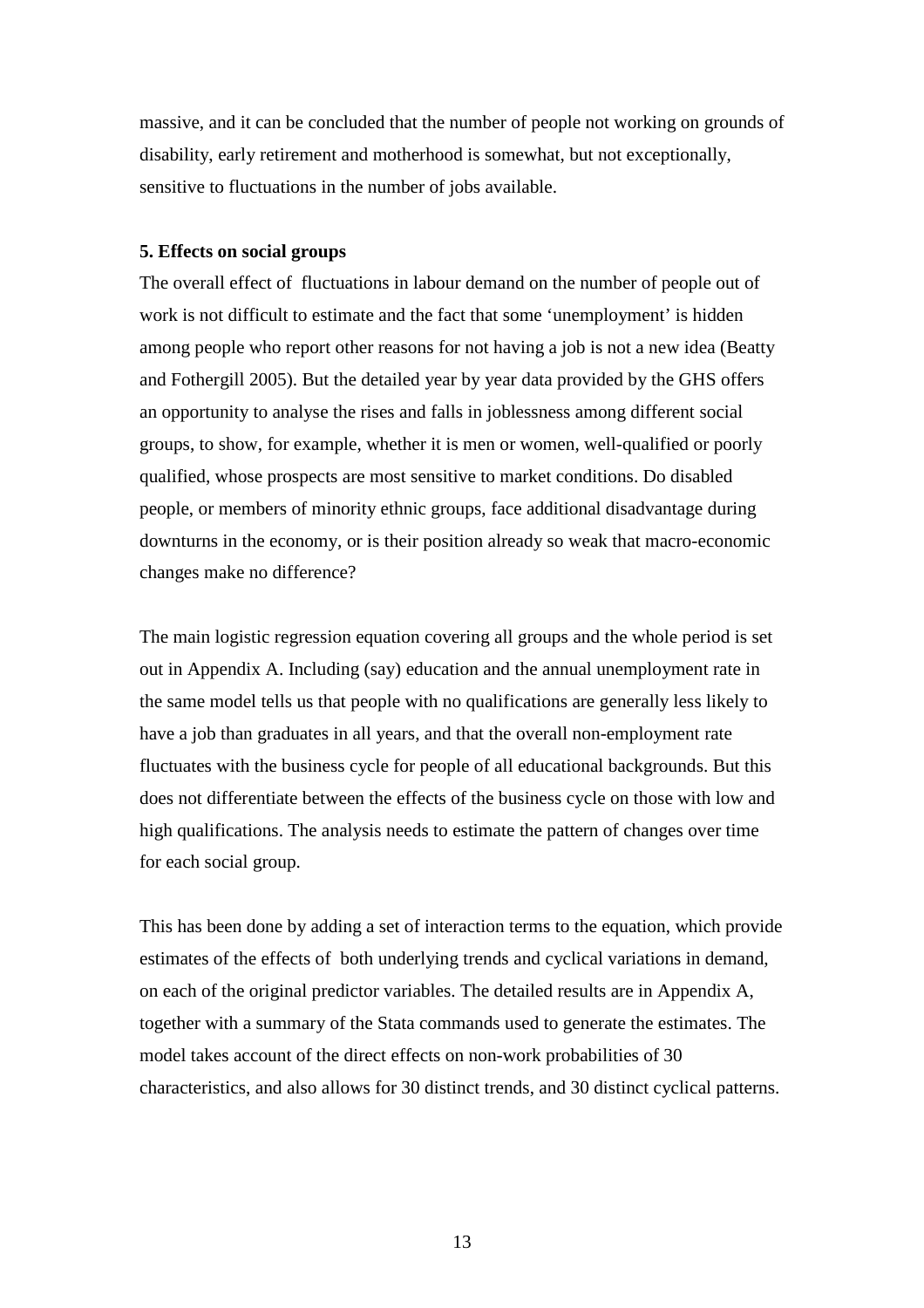massive, and it can be concluded that the number of people not working on grounds of disability, early retirement and motherhood is somewhat, but not exceptionally, sensitive to fluctuations in the number of jobs available.

**5. Effects on social groups**

The overall effect of fluctuations in labour demand on the number of people out of work is not difficult to estimate and the fact that some 'unemployment' is hidden among people who report other reasons for not having a job is not a new idea (Beatty and Fothergill 2005). But the detailed year by year data provided by the GHS offers an opportunity to analyse the rises and falls in joblessness among different social groups, to show, for example, whether it is men or women, well-qualified or poorly qualified, whose prospects are most sensitive to market conditions. Do disabled people, or members of minority ethnic groups, face additional disadvantage during downturns in the economy, or is their position already so weak that macro-economic changes make no difference?

The main logistic regression equation covering all groups and the whole period is set out in Appendix A. Including (say) education and the annual unemployment rate in the same model tells us that people with no qualifications are generally less likely to have a job than graduates in all years, and that the overall non-employment rate fluctuates with the business cycle for people of all educational backgrounds. But this does not differentiate between the effects of the business cycle on those with low and high qualifications. The analysis needs to estimate the pattern of changes over time for each social group.

This has been done by adding a set of interaction terms to the equation, which provide estimates of the effects of both underlying trends and cyclical variations in demand, on each of the original predictor variables. The detailed results are in Appendix A, together with a summary of the Stata commands used to generate the estimates. The model takes account of the direct effects on non-work probabilities of 30 characteristics, and also allows for 30 distinct trends, and 30 distinct cyclical patterns.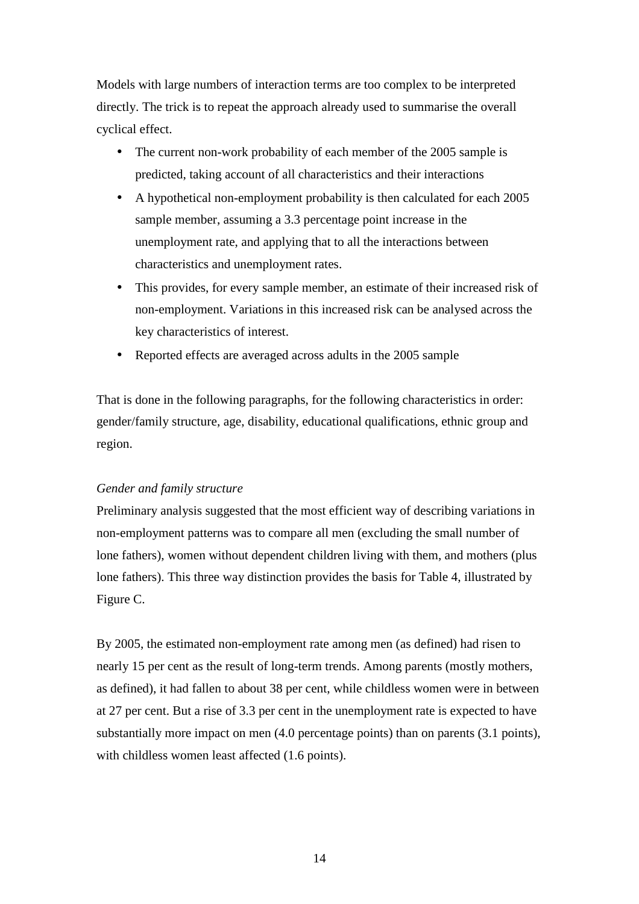Models with large numbers of interaction terms are too complex to be interpreted directly. The trick is to repeat the approach already used to summarise the overall cyclical effect.

- The current non-work probability of each member of the 2005 sample is predicted, taking account of all characteristics and their interactions
- A hypothetical non-employment probability is then calculated for each 2005 sample member, assuming a 3.3 percentage point increase in the unemployment rate, and applying that to all the interactions between characteristics and unemployment rates.
- This provides, for every sample member, an estimate of their increased risk of non-employment. Variations in this increased risk can be analysed across the key characteristics of interest.
- Reported effects are averaged across adults in the 2005 sample

That is done in the following paragraphs, for the following characteristics in order: gender/family structure, age, disability, educational qualifications, ethnic group and region.

*Gender and family structure*

Preliminary analysis suggested that the most efficient way of describing variations in non-employment patterns was to compare all men (excluding the small number of lone fathers), women without dependent children living with them, and mothers (plus lone fathers). This three way distinction provides the basis for Table 4, illustrated by Figure C.

By 2005, the estimated non-employment rate among men (as defined) had risen to nearly 15 per cent as the result of long-term trends. Among parents (mostly mothers, as defined), it had fallen to about 38 per cent, while childless women were in between at 27 per cent. But a rise of 3.3 per cent in the unemployment rate is expected to have substantially more impact on men (4.0 percentage points) than on parents (3.1 points), with childless women least affected (1.6 points).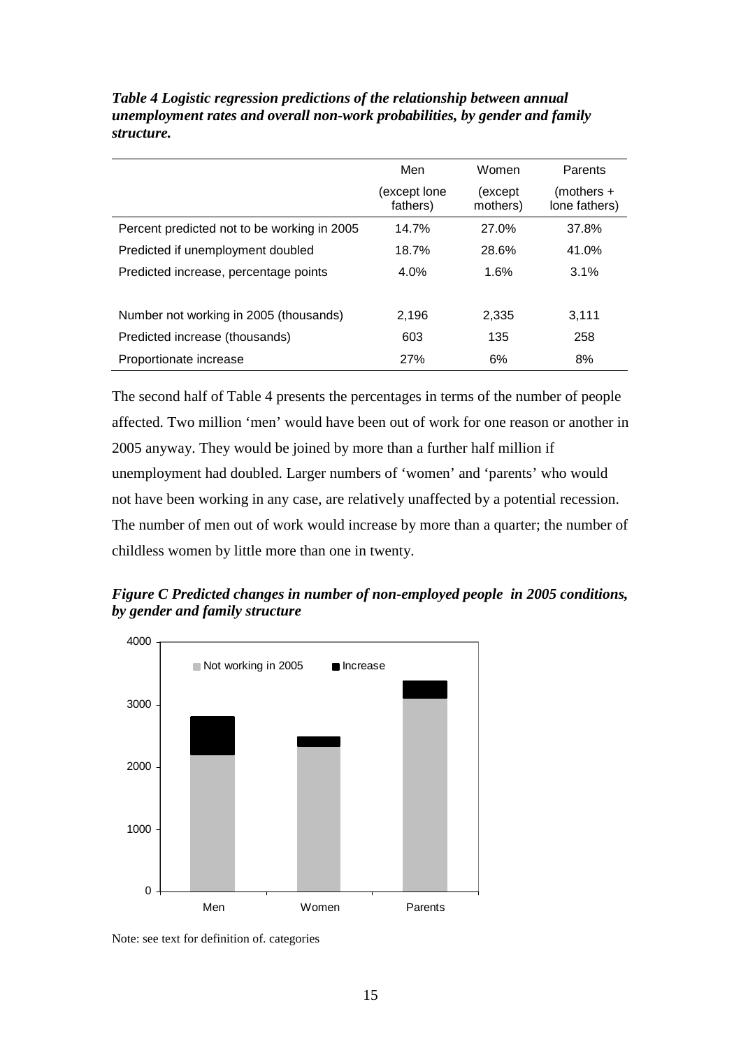*Table 4 Logistic regression predictions of the relationship between annual unemployment rates and overall non-work probabilities, by gender and family structure.*

| | Men (except lone fathers) | Women (except mothers) | Parents (mothers + lone fathers) |
|---|---|---|---|
| Percent predicted not to be working in 2005 | 14.7% | 27.0% | 37.8% |
| Predicted if unemployment doubled | 18.7% | 28.6% | 41.0% |
| Predicted increase, percentage points | 4.0% | 1.6% | 3.1% |
| | | | |
| Number not working in 2005 (thousands) | 2,196 | 2,335 | 3,111 |
| Predicted increase (thousands) | 603 | 135 | 258 |
| Proportionate increase | 27% | 6% | 8% |

The second half of Table 4 presents the percentages in terms of the number of people affected. Two million 'men' would have been out of work for one reason or another in 2005 anyway. They would be joined by more than a further half million if unemployment had doubled. Larger numbers of 'women' and 'parents' who would not have been working in any case, are relatively unaffected by a potential recession. The number of men out of work would increase by more than a quarter; the number of childless women by little more than one in twenty.

*Figure C Predicted changes in number of non-employed people in 2005 conditions, by gender and family structure*

Note: see text for definition of. categories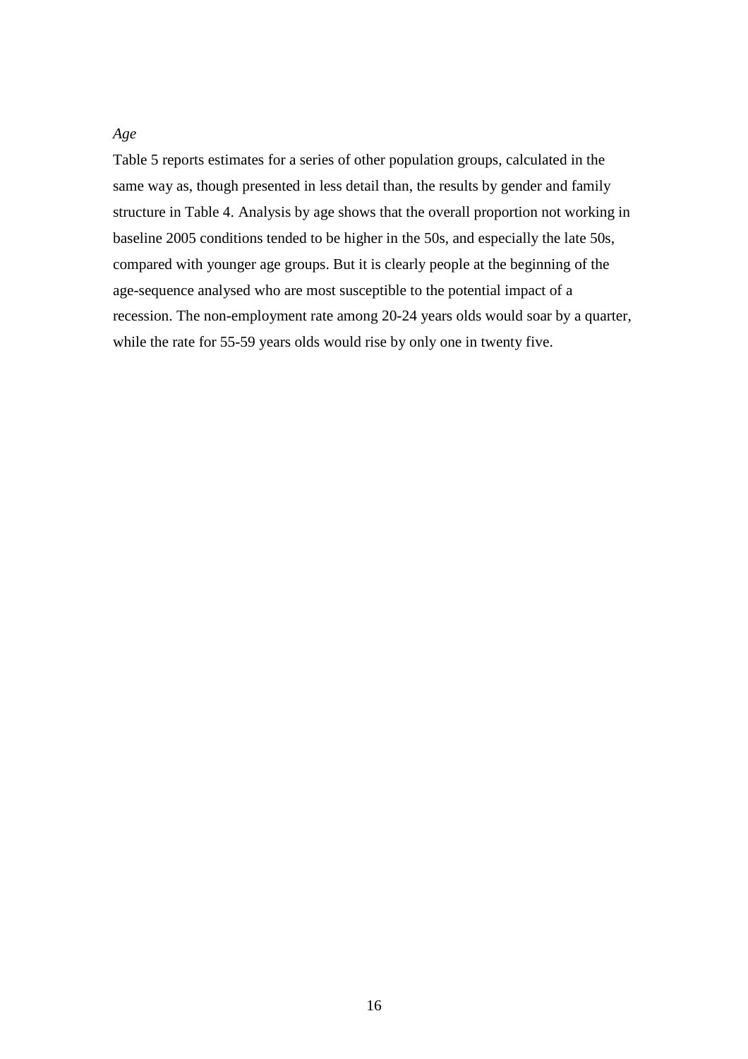*Age*

Table 5 reports estimates for a series of other population groups, calculated in the same way as, though presented in less detail than, the results by gender and family structure in Table 4. Analysis by age shows that the overall proportion not working in baseline 2005 conditions tended to be higher in the 50s, and especially the late 50s, compared with younger age groups. But it is clearly people at the beginning of the age-sequence analysed who are most susceptible to the potential impact of a recession. The non-employment rate among 20-24 years olds would soar by a quarter, while the rate for 55-59 years olds would rise by only one in twenty five.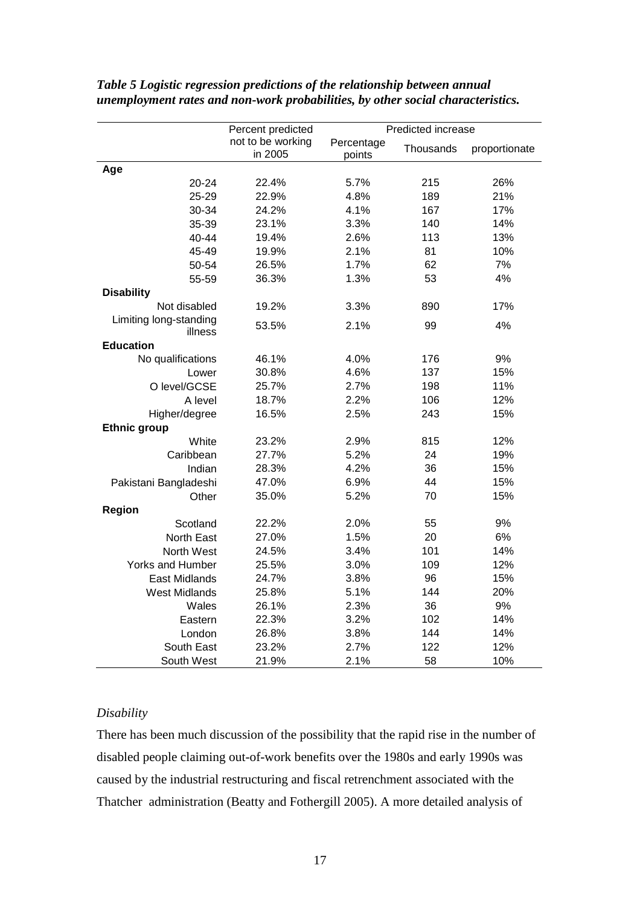*Table 5 Logistic regression predictions of the relationship between annual unemployment rates and non-work probabilities, by other social characteristics.*

| | Percent predicted not to be working in 2005 | Predicted increase | | |
|---|---|---|---|---|
| | | Percentage points | Thousands | proportionate |
| **Age** | | | | |
| 20-24 | 22.4% | 5.7% | 215 | 26% |
| 25-29 | 22.9% | 4.8% | 189 | 21% |
| 30-34 | 24.2% | 4.1% | 167 | 17% |
| 35-39 | 23.1% | 3.3% | 140 | 14% |
| 40-44 | 19.4% | 2.6% | 113 | 13% |
| 45-49 | 19.9% | 2.1% | 81 | 10% |
| 50-54 | 26.5% | 1.7% | 62 | 7% |
| 55-59 | 36.3% | 1.3% | 53 | 4% |
| **Disability** | | | | |
| Not disabled | 19.2% | 3.3% | 890 | 17% |
| Limiting long-standing illness | 53.5% | 2.1% | 99 | 4% |
| **Education** | | | | |
| No qualifications | 46.1% | 4.0% | 176 | 9% |
| Lower | 30.8% | 4.6% | 137 | 15% |
| O level/GCSE | 25.7% | 2.7% | 198 | 11% |
| A level | 18.7% | 2.2% | 106 | 12% |
| Higher/degree | 16.5% | 2.5% | 243 | 15% |
| **Ethnic group** | | | | |
| White | 23.2% | 2.9% | 815 | 12% |
| Caribbean | 27.7% | 5.2% | 24 | 19% |
| Indian | 28.3% | 4.2% | 36 | 15% |
| Pakistani Bangladeshi | 47.0% | 6.9% | 44 | 15% |
| Other | 35.0% | 5.2% | 70 | 15% |
| **Region** | | | | |
| Scotland | 22.2% | 2.0% | 55 | 9% |
| North East | 27.0% | 1.5% | 20 | 6% |
| North West | 24.5% | 3.4% | 101 | 14% |
| Yorks and Humber | 25.5% | 3.0% | 109 | 12% |
| East Midlands | 24.7% | 3.8% | 96 | 15% |
| West Midlands | 25.8% | 5.1% | 144 | 20% |
| Wales | 26.1% | 2.3% | 36 | 9% |
| Eastern | 22.3% | 3.2% | 102 | 14% |
| London | 26.8% | 3.8% | 144 | 14% |
| South East | 23.2% | 2.7% | 122 | 12% |
| South West | 21.9% | 2.1% | 58 | 10% |

### *Disability*

There has been much discussion of the possibility that the rapid rise in the number of disabled people claiming out-of-work benefits over the 1980s and early 1990s was caused by the industrial restructuring and fiscal retrenchment associated with the Thatcher administration (Beatty and Fothergill 2005). A more detailed analysis of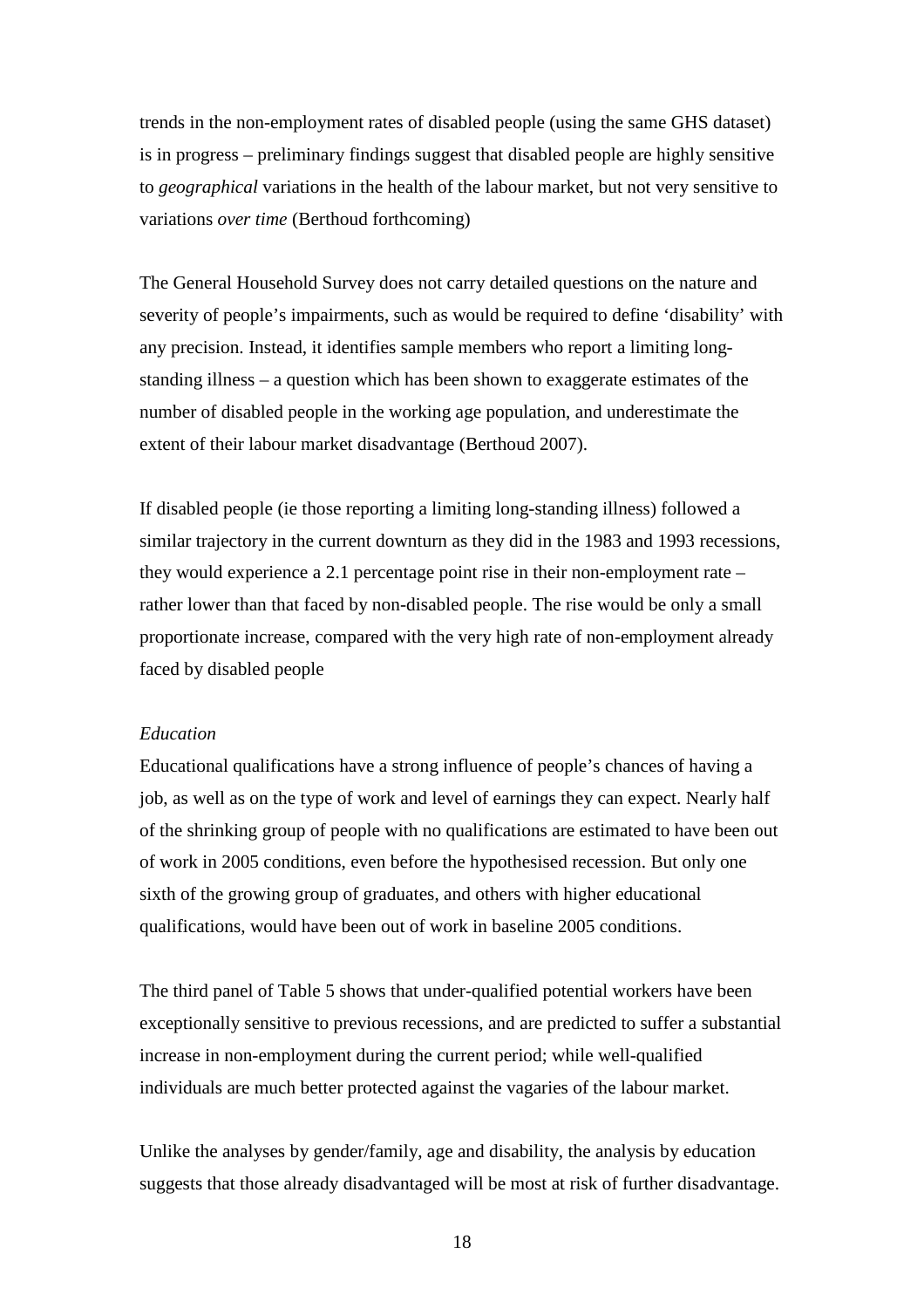trends in the non-employment rates of disabled people (using the same GHS dataset) is in progress – preliminary findings suggest that disabled people are highly sensitive to *geographical* variations in the health of the labour market, but not very sensitive to variations *over time* (Berthoud forthcoming)

The General Household Survey does not carry detailed questions on the nature and severity of people's impairments, such as would be required to define 'disability' with any precision. Instead, it identifies sample members who report a limiting long-standing illness – a question which has been shown to exaggerate estimates of the number of disabled people in the working age population, and underestimate the extent of their labour market disadvantage (Berthoud 2007).

If disabled people (ie those reporting a limiting long-standing illness) followed a similar trajectory in the current downturn as they did in the 1983 and 1993 recessions, they would experience a 2.1 percentage point rise in their non-employment rate – rather lower than that faced by non-disabled people. The rise would be only a small proportionate increase, compared with the very high rate of non-employment already faced by disabled people

*Education*

Educational qualifications have a strong influence of people's chances of having a job, as well as on the type of work and level of earnings they can expect. Nearly half of the shrinking group of people with no qualifications are estimated to have been out of work in 2005 conditions, even before the hypothesised recession. But only one sixth of the growing group of graduates, and others with higher educational qualifications, would have been out of work in baseline 2005 conditions.

The third panel of Table 5 shows that under-qualified potential workers have been exceptionally sensitive to previous recessions, and are predicted to suffer a substantial increase in non-employment during the current period; while well-qualified individuals are much better protected against the vagaries of the labour market.

Unlike the analyses by gender/family, age and disability, the analysis by education suggests that those already disadvantaged will be most at risk of further disadvantage.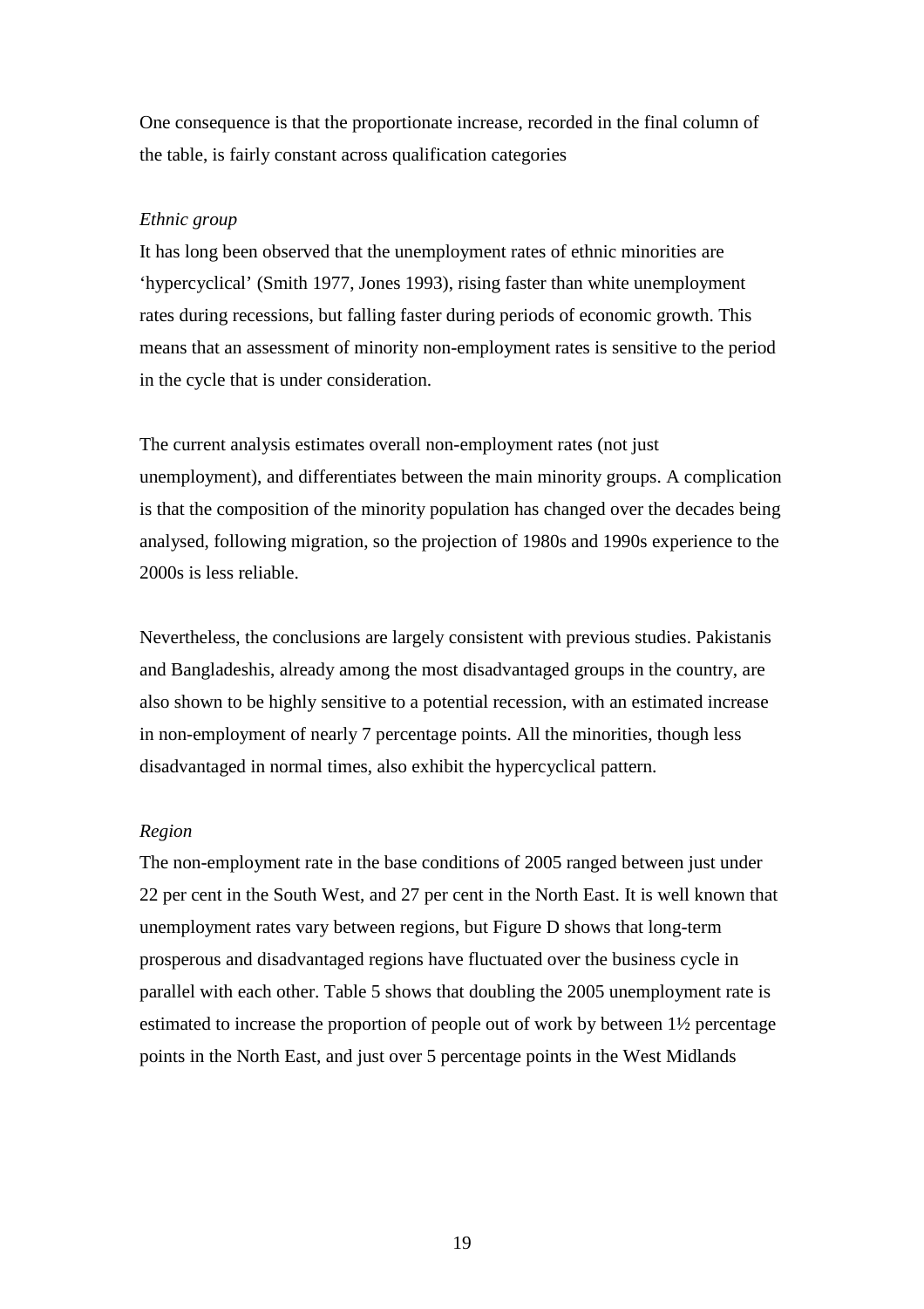One consequence is that the proportionate increase, recorded in the final column of the table, is fairly constant across qualification categories

*Ethnic group*

It has long been observed that the unemployment rates of ethnic minorities are 'hypercyclical' (Smith 1977, Jones 1993), rising faster than white unemployment rates during recessions, but falling faster during periods of economic growth. This means that an assessment of minority non-employment rates is sensitive to the period in the cycle that is under consideration.

The current analysis estimates overall non-employment rates (not just unemployment), and differentiates between the main minority groups. A complication is that the composition of the minority population has changed over the decades being analysed, following migration, so the projection of 1980s and 1990s experience to the 2000s is less reliable.

Nevertheless, the conclusions are largely consistent with previous studies. Pakistanis and Bangladeshis, already among the most disadvantaged groups in the country, are also shown to be highly sensitive to a potential recession, with an estimated increase in non-employment of nearly 7 percentage points. All the minorities, though less disadvantaged in normal times, also exhibit the hypercyclical pattern.

*Region*

The non-employment rate in the base conditions of 2005 ranged between just under 22 per cent in the South West, and 27 per cent in the North East. It is well known that unemployment rates vary between regions, but Figure D shows that long-term prosperous and disadvantaged regions have fluctuated over the business cycle in parallel with each other. Table 5 shows that doubling the 2005 unemployment rate is estimated to increase the proportion of people out of work by between 1½ percentage points in the North East, and just over 5 percentage points in the West Midlands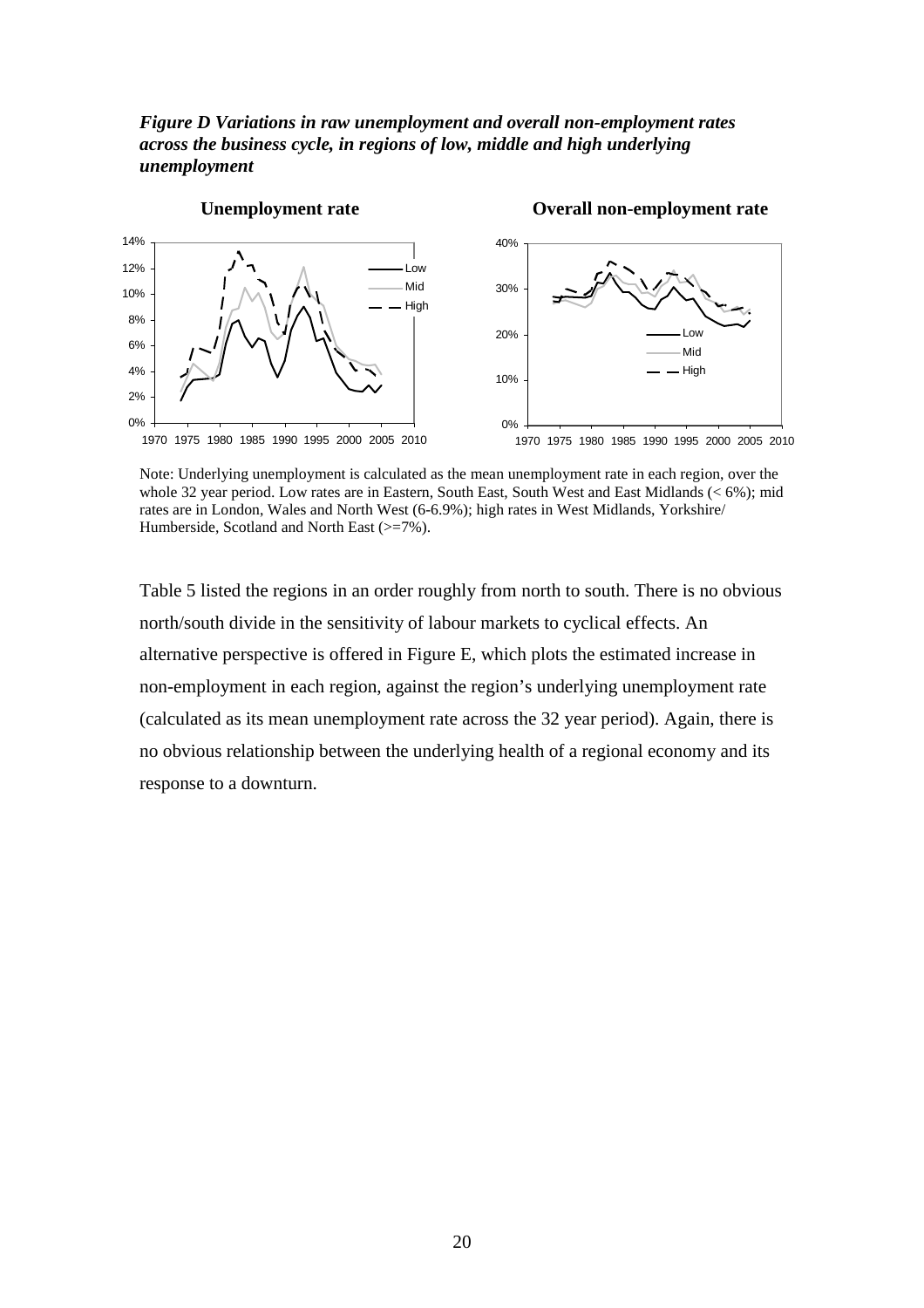*Figure D Variations in raw unemployment and overall non-employment rates across the business cycle, in regions of low, middle and high underlying unemployment*

Note: Underlying unemployment is calculated as the mean unemployment rate in each region, over the whole 32 year period. Low rates are in Eastern, South East, South West and East Midlands (< 6%); mid rates are in London, Wales and North West (6-6.9%); high rates in West Midlands, Yorkshire/ Humberside, Scotland and North East (>=7%).

Table 5 listed the regions in an order roughly from north to south. There is no obvious north/south divide in the sensitivity of labour markets to cyclical effects. An alternative perspective is offered in Figure E, which plots the estimated increase in non-employment in each region, against the region's underlying unemployment rate (calculated as its mean unemployment rate across the 32 year period). Again, there is no obvious relationship between the underlying health of a regional economy and its response to a downturn.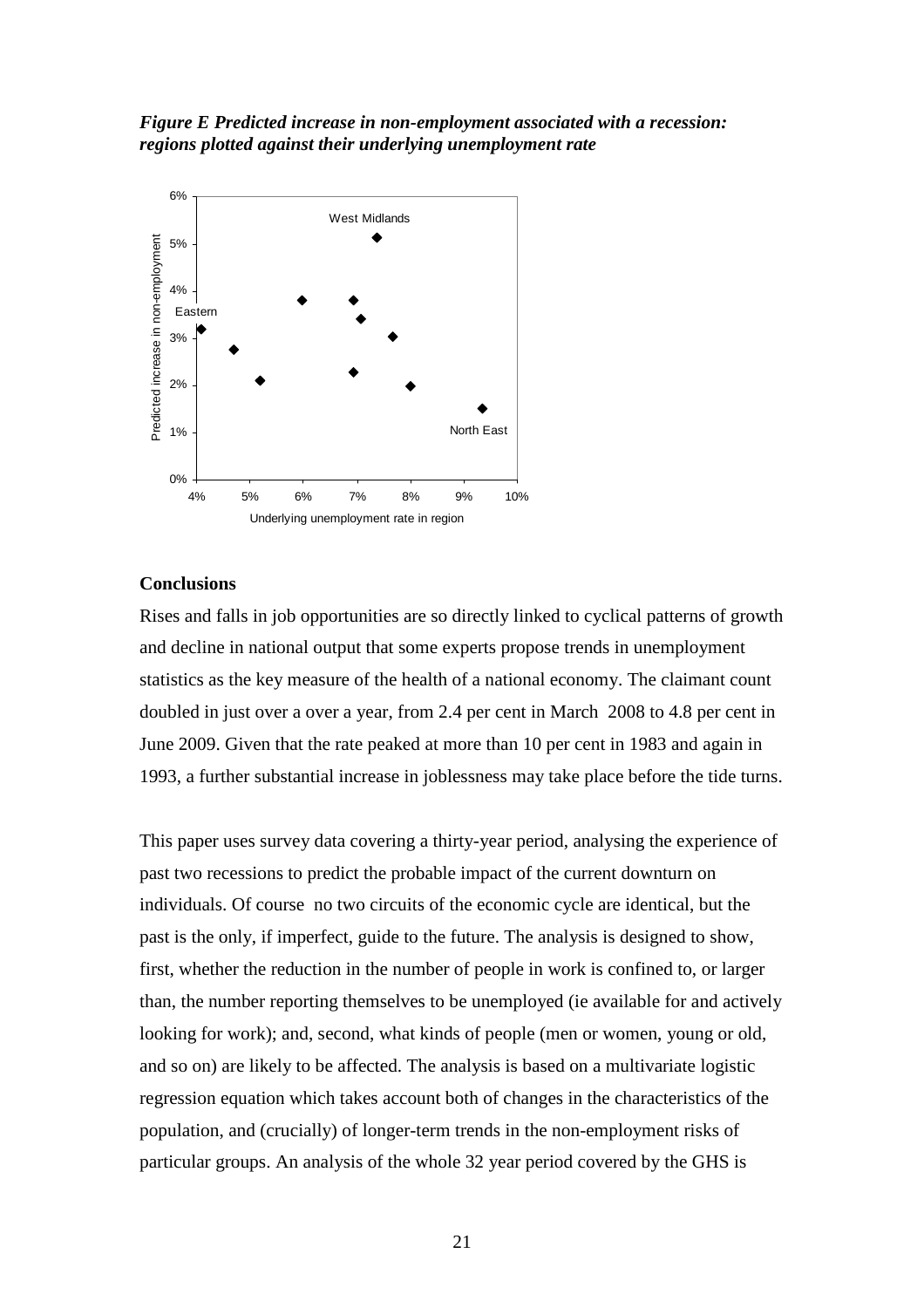***Figure E Predicted increase in non-employment associated with a recession: regions plotted against their underlying unemployment rate***

### Conclusions

Rises and falls in job opportunities are so directly linked to cyclical patterns of growth and decline in national output that some experts propose trends in unemployment statistics as the key measure of the health of a national economy. The claimant count doubled in just over a over a year, from 2.4 per cent in March 2008 to 4.8 per cent in June 2009. Given that the rate peaked at more than 10 per cent in 1983 and again in 1993, a further substantial increase in joblessness may take place before the tide turns.

This paper uses survey data covering a thirty-year period, analysing the experience of past two recessions to predict the probable impact of the current downturn on individuals. Of course no two circuits of the economic cycle are identical, but the past is the only, if imperfect, guide to the future. The analysis is designed to show, first, whether the reduction in the number of people in work is confined to, or larger than, the number reporting themselves to be unemployed (ie available for and actively looking for work); and, second, what kinds of people (men or women, young or old, and so on) are likely to be affected. The analysis is based on a multivariate logistic regression equation which takes account both of changes in the characteristics of the population, and (crucially) of longer-term trends in the non-employment risks of particular groups. An analysis of the whole 32 year period covered by the GHS is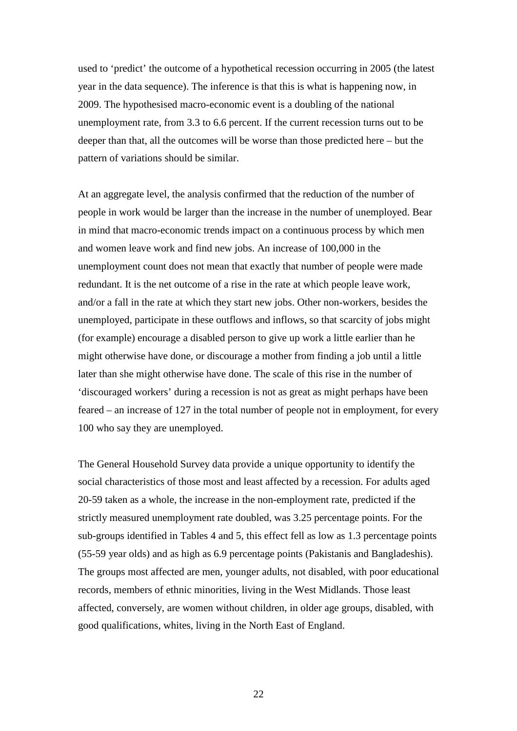used to 'predict' the outcome of a hypothetical recession occurring in 2005 (the latest year in the data sequence). The inference is that this is what is happening now, in 2009. The hypothesised macro-economic event is a doubling of the national unemployment rate, from 3.3 to 6.6 percent. If the current recession turns out to be deeper than that, all the outcomes will be worse than those predicted here – but the pattern of variations should be similar.

At an aggregate level, the analysis confirmed that the reduction of the number of people in work would be larger than the increase in the number of unemployed. Bear in mind that macro-economic trends impact on a continuous process by which men and women leave work and find new jobs. An increase of 100,000 in the unemployment count does not mean that exactly that number of people were made redundant. It is the net outcome of a rise in the rate at which people leave work, and/or a fall in the rate at which they start new jobs. Other non-workers, besides the unemployed, participate in these outflows and inflows, so that scarcity of jobs might (for example) encourage a disabled person to give up work a little earlier than he might otherwise have done, or discourage a mother from finding a job until a little later than she might otherwise have done. The scale of this rise in the number of 'discouraged workers' during a recession is not as great as might perhaps have been feared – an increase of 127 in the total number of people not in employment, for every 100 who say they are unemployed.

The General Household Survey data provide a unique opportunity to identify the social characteristics of those most and least affected by a recession. For adults aged 20-59 taken as a whole, the increase in the non-employment rate, predicted if the strictly measured unemployment rate doubled, was 3.25 percentage points. For the sub-groups identified in Tables 4 and 5, this effect fell as low as 1.3 percentage points (55-59 year olds) and as high as 6.9 percentage points (Pakistanis and Bangladeshis). The groups most affected are men, younger adults, not disabled, with poor educational records, members of ethnic minorities, living in the West Midlands. Those least affected, conversely, are women without children, in older age groups, disabled, with good qualifications, whites, living in the North East of England.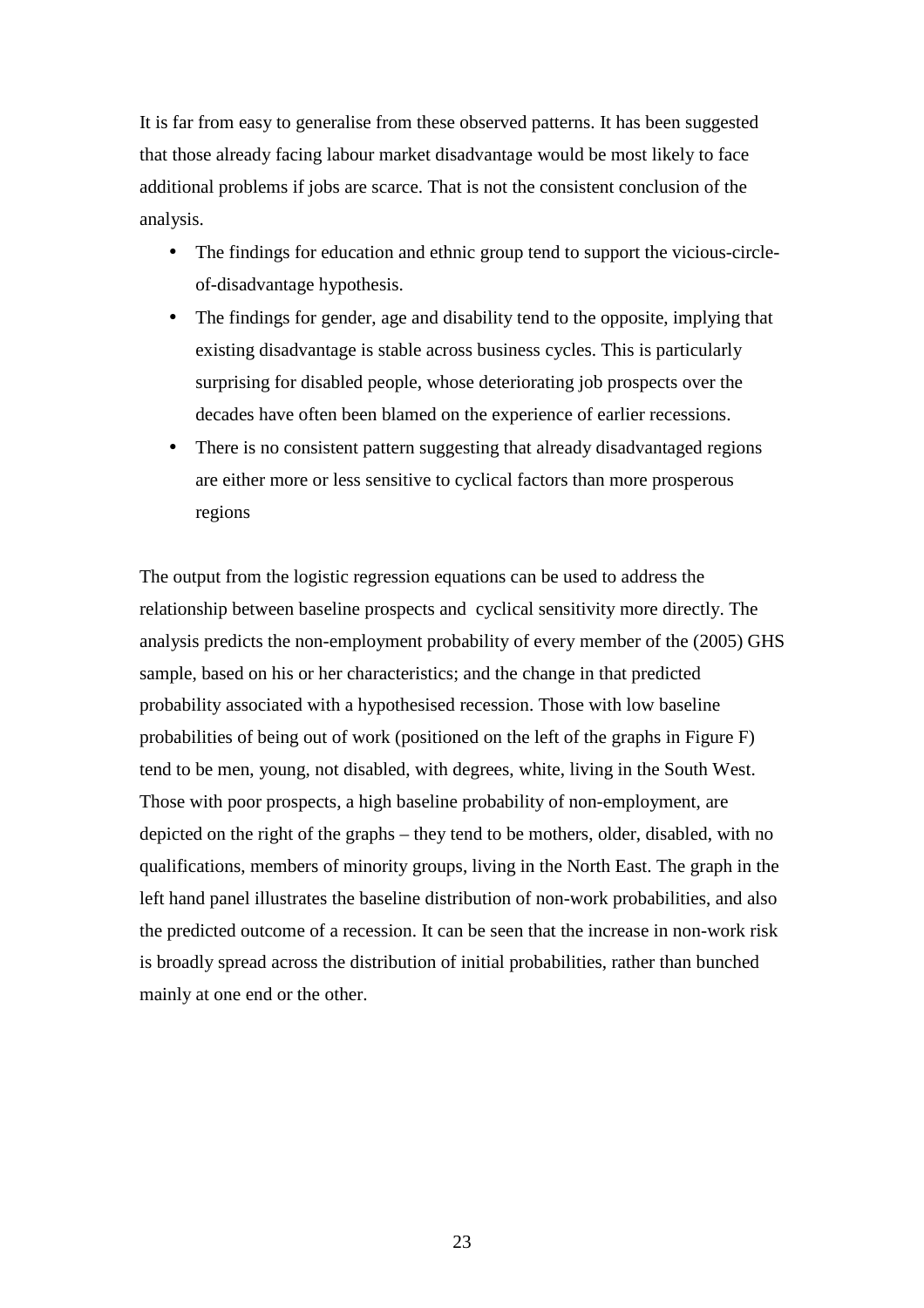It is far from easy to generalise from these observed patterns. It has been suggested that those already facing labour market disadvantage would be most likely to face additional problems if jobs are scarce. That is not the consistent conclusion of the analysis.

- The findings for education and ethnic group tend to support the vicious-circle-of-disadvantage hypothesis.
- The findings for gender, age and disability tend to the opposite, implying that existing disadvantage is stable across business cycles. This is particularly surprising for disabled people, whose deteriorating job prospects over the decades have often been blamed on the experience of earlier recessions.
- There is no consistent pattern suggesting that already disadvantaged regions are either more or less sensitive to cyclical factors than more prosperous regions

The output from the logistic regression equations can be used to address the relationship between baseline prospects and cyclical sensitivity more directly. The analysis predicts the non-employment probability of every member of the (2005) GHS sample, based on his or her characteristics; and the change in that predicted probability associated with a hypothesised recession. Those with low baseline probabilities of being out of work (positioned on the left of the graphs in Figure F) tend to be men, young, not disabled, with degrees, white, living in the South West. Those with poor prospects, a high baseline probability of non-employment, are depicted on the right of the graphs – they tend to be mothers, older, disabled, with no qualifications, members of minority groups, living in the North East. The graph in the left hand panel illustrates the baseline distribution of non-work probabilities, and also the predicted outcome of a recession. It can be seen that the increase in non-work risk is broadly spread across the distribution of initial probabilities, rather than bunched mainly at one end or the other.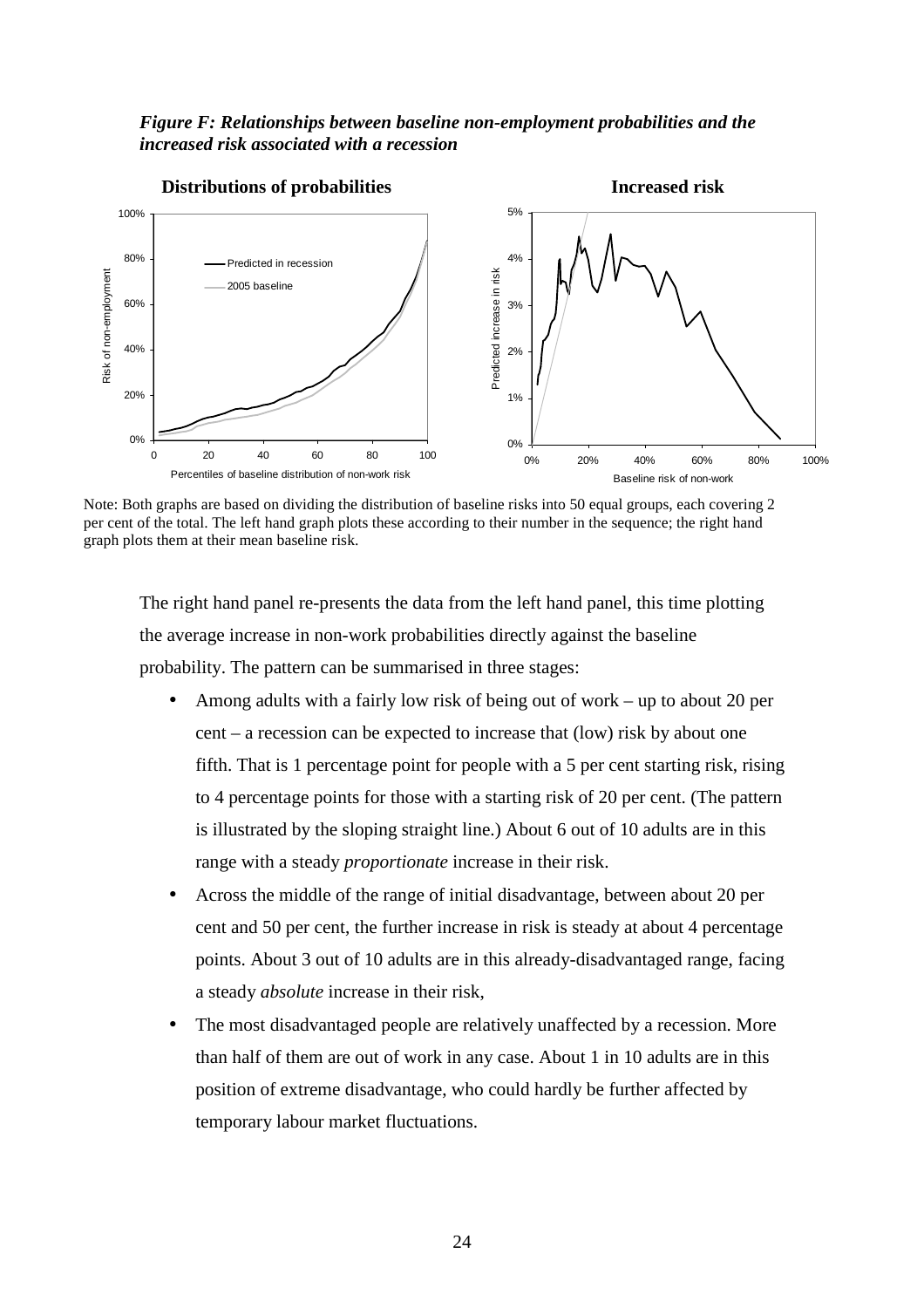***Figure F: Relationships between baseline non-employment probabilities and the increased risk associated with a recession***

Note: Both graphs are based on dividing the distribution of baseline risks into 50 equal groups, each covering 2 per cent of the total. The left hand graph plots these according to their number in the sequence; the right hand graph plots them at their mean baseline risk.

The right hand panel re-presents the data from the left hand panel, this time plotting the average increase in non-work probabilities directly against the baseline probability. The pattern can be summarised in three stages:

- Among adults with a fairly low risk of being out of work – up to about 20 per cent – a recession can be expected to increase that (low) risk by about one fifth. That is 1 percentage point for people with a 5 per cent starting risk, rising to 4 percentage points for those with a starting risk of 20 per cent. (The pattern is illustrated by the sloping straight line.) About 6 out of 10 adults are in this range with a steady *proportionate* increase in their risk.
- Across the middle of the range of initial disadvantage, between about 20 per cent and 50 per cent, the further increase in risk is steady at about 4 percentage points. About 3 out of 10 adults are in this already-disadvantaged range, facing a steady *absolute* increase in their risk,
- The most disadvantaged people are relatively unaffected by a recession. More than half of them are out of work in any case. About 1 in 10 adults are in this position of extreme disadvantage, who could hardly be further affected by temporary labour market fluctuations.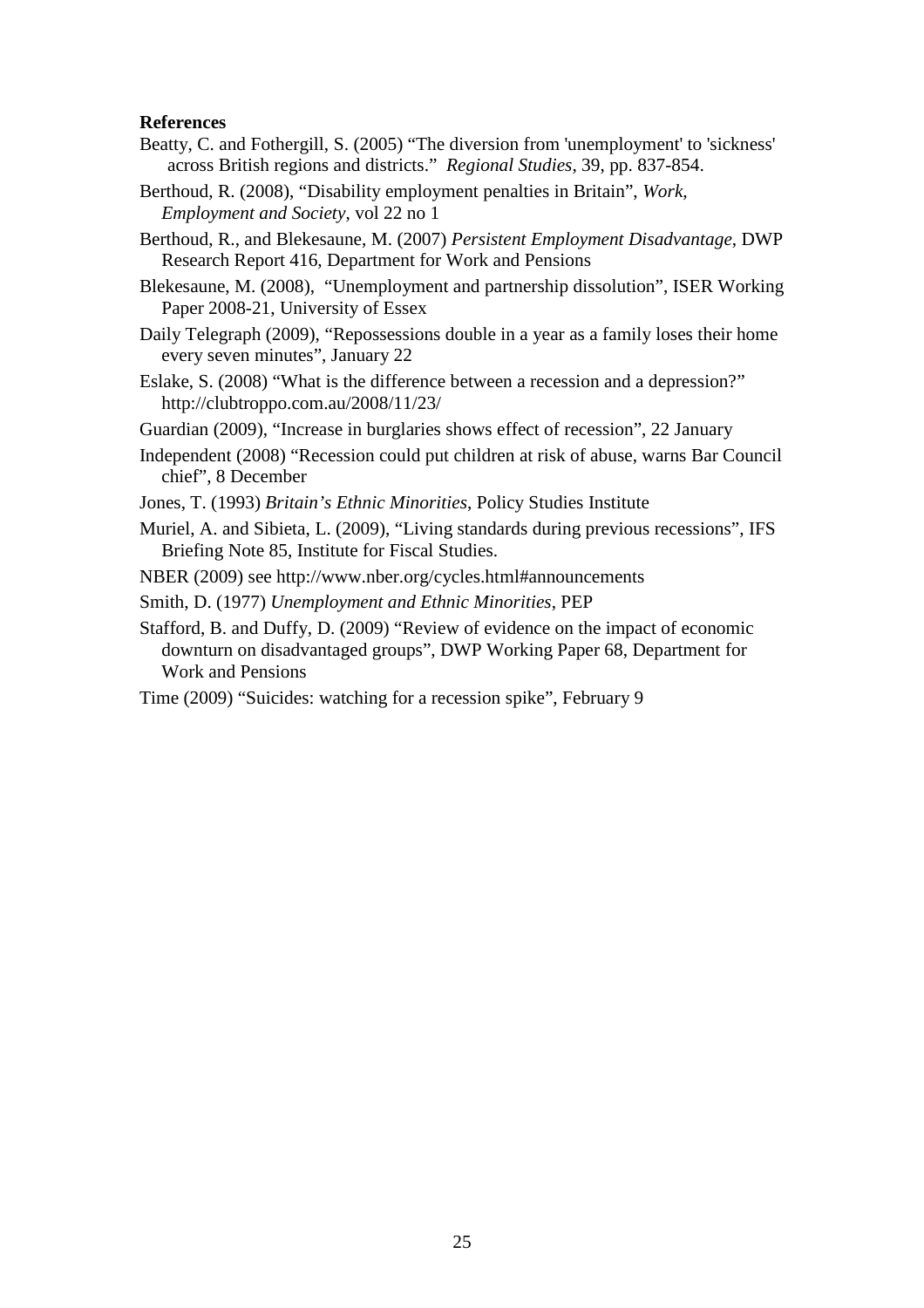**References**

Beatty, C. and Fothergill, S. (2005) "The diversion from 'unemployment' to 'sickness' across British regions and districts." *Regional Studies*, 39, pp. 837-854.

Berthoud, R. (2008), "Disability employment penalties in Britain", *Work, Employment and Society*, vol 22 no 1

Berthoud, R., and Blekesaune, M. (2007) *Persistent Employment Disadvantage*, DWP Research Report 416, Department for Work and Pensions

Blekesaune, M. (2008), "Unemployment and partnership dissolution", ISER Working Paper 2008-21, University of Essex

Daily Telegraph (2009), "Repossessions double in a year as a family loses their home every seven minutes", January 22

Eslake, S. (2008) "What is the difference between a recession and a depression?" http://clubtroppo.com.au/2008/11/23/

Guardian (2009), "Increase in burglaries shows effect of recession", 22 January

Independent (2008) "Recession could put children at risk of abuse, warns Bar Council chief", 8 December

Jones, T. (1993) *Britain's Ethnic Minorities*, Policy Studies Institute

Muriel, A. and Sibieta, L. (2009), "Living standards during previous recessions", IFS Briefing Note 85, Institute for Fiscal Studies.

NBER (2009) see http://www.nber.org/cycles.html#announcements

Smith, D. (1977) *Unemployment and Ethnic Minorities*, PEP

Stafford, B. and Duffy, D. (2009) "Review of evidence on the impact of economic downturn on disadvantaged groups", DWP Working Paper 68, Department for Work and Pensions

Time (2009) "Suicides: watching for a recession spike", February 9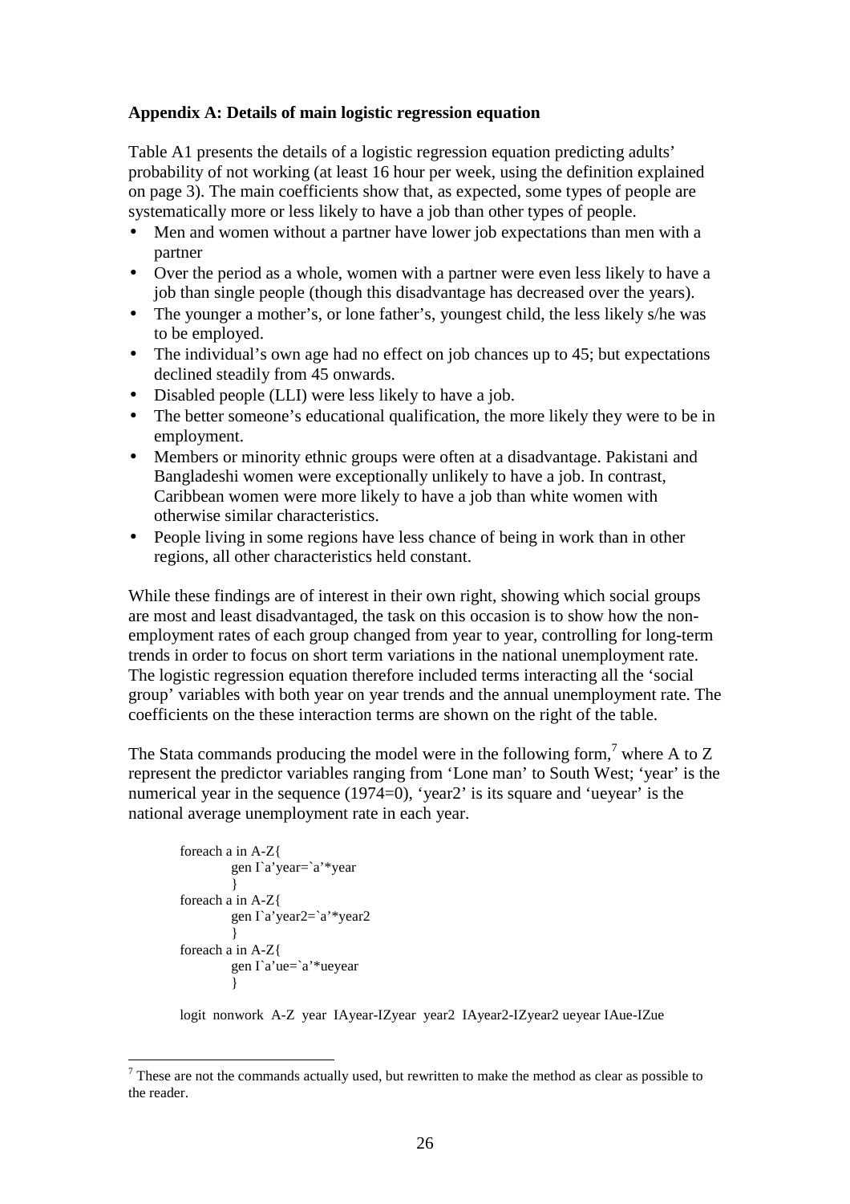### Appendix A: Details of main logistic regression equation

Table A1 presents the details of a logistic regression equation predicting adults' probability of not working (at least 16 hour per week, using the definition explained on page 3). The main coefficients show that, as expected, some types of people are systematically more or less likely to have a job than other types of people.

- Men and women without a partner have lower job expectations than men with a partner
- Over the period as a whole, women with a partner were even less likely to have a job than single people (though this disadvantage has decreased over the years).
- The younger a mother's, or lone father's, youngest child, the less likely s/he was to be employed.
- The individual's own age had no effect on job chances up to 45; but expectations declined steadily from 45 onwards.
- Disabled people (LLI) were less likely to have a job.
- The better someone's educational qualification, the more likely they were to be in employment.
- Members or minority ethnic groups were often at a disadvantage. Pakistani and Bangladeshi women were exceptionally unlikely to have a job. In contrast, Caribbean women were more likely to have a job than white women with otherwise similar characteristics.
- People living in some regions have less chance of being in work than in other regions, all other characteristics held constant.

While these findings are of interest in their own right, showing which social groups are most and least disadvantaged, the task on this occasion is to show how the non-employment rates of each group changed from year to year, controlling for long-term trends in order to focus on short term variations in the national unemployment rate. The logistic regression equation therefore included terms interacting all the 'social group' variables with both year on year trends and the annual unemployment rate. The coefficients on the these interaction terms are shown on the right of the table.

The Stata commands producing the model were in the following form,[7] where A to Z represent the predictor variables ranging from 'Lone man' to South West; 'year' is the numerical year in the sequence (1974=0), 'year2' is its square and 'ueyear' is the national average unemployment rate in each year.

```
foreach a in A-Z{
        gen I`a'year=`a'*year
        }
foreach a in A-Z{
        gen I`a'year2=`a'*year2
        }
foreach a in A-Z{
        gen I`a'ue=`a'*ueyear
        }

logit  nonwork  A-Z  year  IAyear-IZyear  year2  IAyear2-IZyear2 ueyear IAue-IZue
```

[7] These are not the commands actually used, but rewritten to make the method as clear as possible to the reader.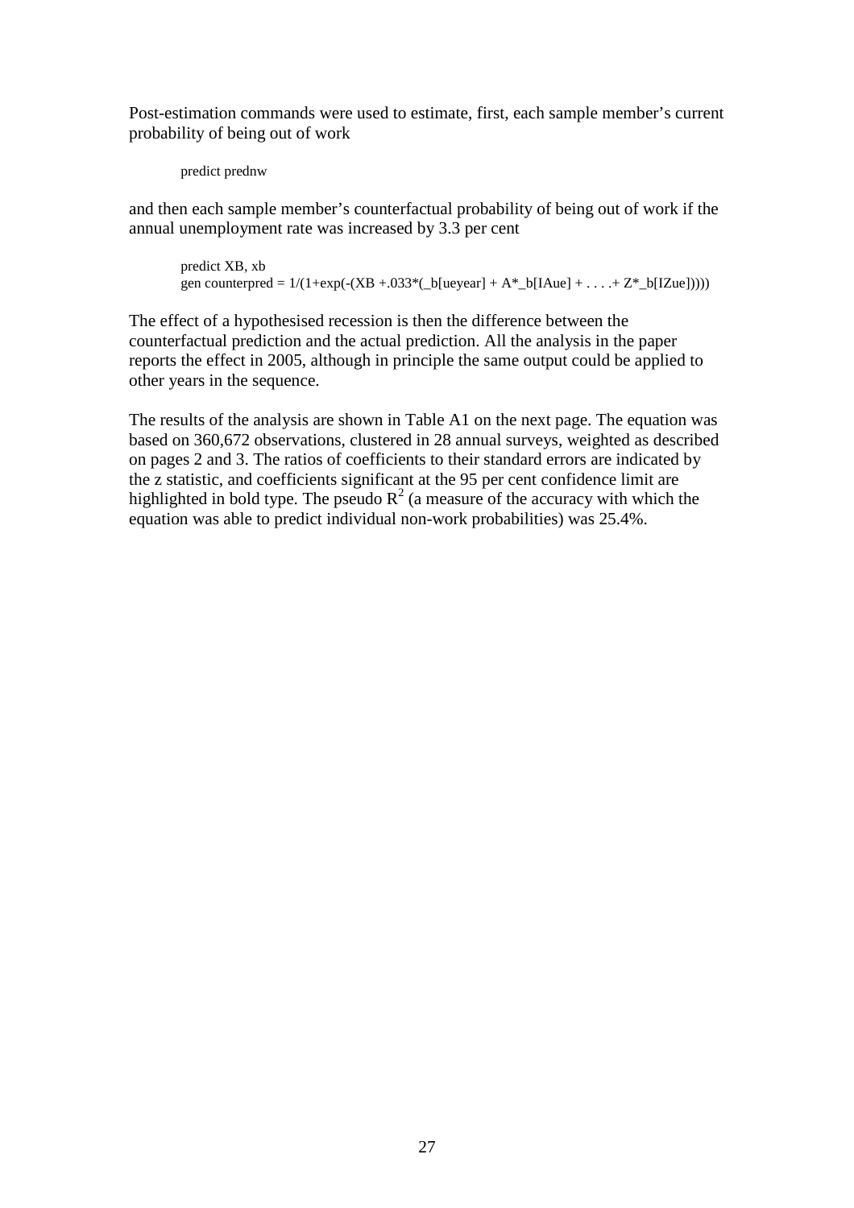Post-estimation commands were used to estimate, first, each sample member's current probability of being out of work

```
predict prednw
```

and then each sample member's counterfactual probability of being out of work if the annual unemployment rate was increased by 3.3 per cent

```
predict XB, xb
gen counterpred = 1/(1+exp(-(XB +.033*(_b[ueyear] + A*_b[IAue] + . . . .+ Z*_b[IZue]))))
```

The effect of a hypothesised recession is then the difference between the counterfactual prediction and the actual prediction. All the analysis in the paper reports the effect in 2005, although in principle the same output could be applied to other years in the sequence.

The results of the analysis are shown in Table A1 on the next page. The equation was based on 360,672 observations, clustered in 28 annual surveys, weighted as described on pages 2 and 3. The ratios of coefficients to their standard errors are indicated by the z statistic, and coefficients significant at the 95 per cent confidence limit are highlighted in bold type. The pseudo $R^2$ (a measure of the accuracy with which the equation was able to predict individual non-work probabilities) was 25.4%.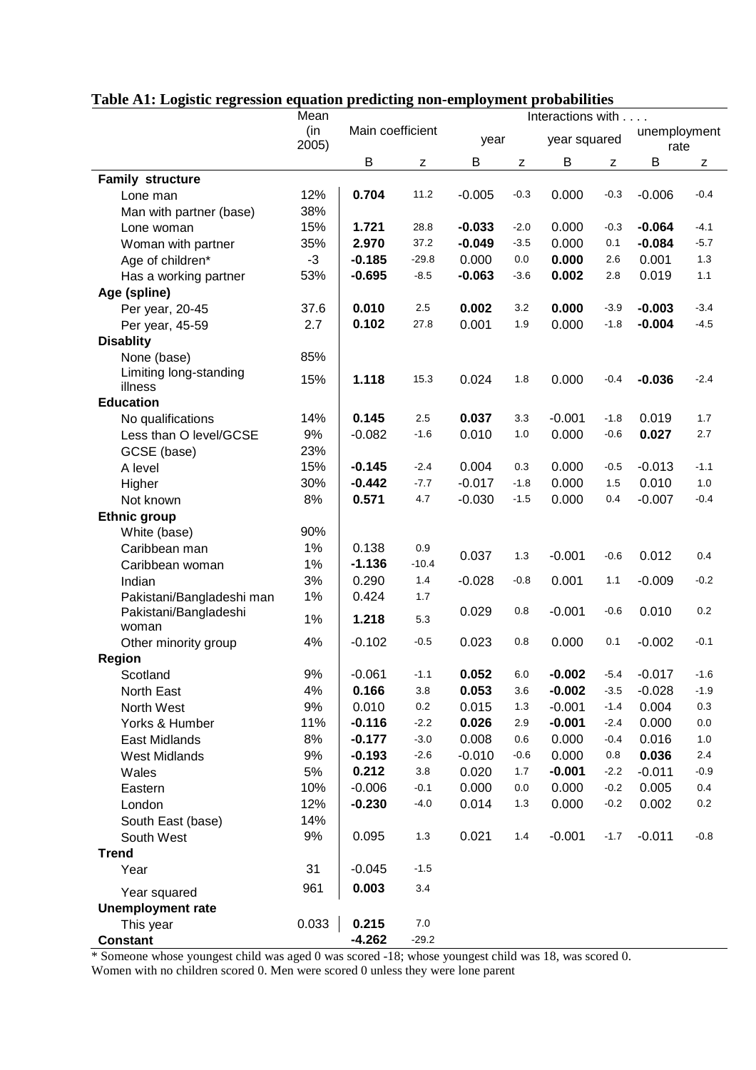**Table A1: Logistic regression equation predicting non-employment probabilities**

| | Mean (in 2005) | Main coefficient | | Interactions with . . . . | | | | | |
|---|---|---|---|---|---|---|---|---|---|
| | | | | year | | year squared | | unemployment rate | |
| | | B | z | B | z | B | z | B | z |
| **Family structure** | | | | | | | | | |
| Lone man | 12% | **0.704** | 11.2 | -0.005 | -0.3 | 0.000 | -0.3 | -0.006 | -0.4 |
| Man with partner (base) | 38% | | | | | | | | |
| Lone woman | 15% | **1.721** | 28.8 | **-0.033** | -2.0 | 0.000 | -0.3 | **-0.064** | -4.1 |
| Woman with partner | 35% | **2.970** | 37.2 | **-0.049** | -3.5 | 0.000 | 0.1 | **-0.084** | -5.7 |
| Age of children* | -3 | **-0.185** | -29.8 | 0.000 | 0.0 | **0.000** | 2.6 | 0.001 | 1.3 |
| Has a working partner | 53% | **-0.695** | -8.5 | **-0.063** | -3.6 | **0.002** | 2.8 | 0.019 | 1.1 |
| **Age (spline)** | | | | | | | | | |
| Per year, 20-45 | 37.6 | **0.010** | 2.5 | **0.002** | 3.2 | **0.000** | -3.9 | **-0.003** | -3.4 |
| Per year, 45-59 | 2.7 | **0.102** | 27.8 | 0.001 | 1.9 | 0.000 | -1.8 | **-0.004** | -4.5 |
| **Disablity** | | | | | | | | | |
| None (base) | 85% | | | | | | | | |
| Limiting long-standing illness | 15% | **1.118** | 15.3 | 0.024 | 1.8 | 0.000 | -0.4 | **-0.036** | -2.4 |
| **Education** | | | | | | | | | |
| No qualifications | 14% | **0.145** | 2.5 | **0.037** | 3.3 | -0.001 | -1.8 | 0.019 | 1.7 |
| Less than O level/GCSE | 9% | -0.082 | -1.6 | 0.010 | 1.0 | 0.000 | -0.6 | **0.027** | 2.7 |
| GCSE (base) | 23% | | | | | | | | |
| A level | 15% | **-0.145** | -2.4 | 0.004 | 0.3 | 0.000 | -0.5 | -0.013 | -1.1 |
| Higher | 30% | **-0.442** | -7.7 | -0.017 | -1.8 | 0.000 | 1.5 | 0.010 | 1.0 |
| Not known | 8% | **0.571** | 4.7 | -0.030 | -1.5 | 0.000 | 0.4 | -0.007 | -0.4 |
| **Ethnic group** | | | | | | | | | |
| White (base) | 90% | | | | | | | | |
| Caribbean man | 1% | 0.138 | 0.9 | 0.037 | 1.3 | -0.001 | -0.6 | 0.012 | 0.4 |
| Caribbean woman | 1% | **-1.136** | -10.4 | | | | | | |
| Indian | 3% | 0.290 | 1.4 | -0.028 | -0.8 | 0.001 | 1.1 | -0.009 | -0.2 |
| Pakistani/Bangladeshi man | 1% | 0.424 | 1.7 | 0.029 | 0.8 | -0.001 | -0.6 | 0.010 | 0.2 |
| Pakistani/Bangladeshi woman | 1% | **1.218** | 5.3 | | | | | | |
| Other minority group | 4% | -0.102 | -0.5 | 0.023 | 0.8 | 0.000 | 0.1 | -0.002 | -0.1 |
| **Region** | | | | | | | | | |
| Scotland | 9% | -0.061 | -1.1 | **0.052** | 6.0 | **-0.002** | -5.4 | -0.017 | -1.6 |
| North East | 4% | **0.166** | 3.8 | **0.053** | 3.6 | **-0.002** | -3.5 | -0.028 | -1.9 |
| North West | 9% | 0.010 | 0.2 | 0.015 | 1.3 | -0.001 | -1.4 | 0.004 | 0.3 |
| Yorks & Humber | 11% | **-0.116** | -2.2 | **0.026** | 2.9 | **-0.001** | -2.4 | 0.000 | 0.0 |
| East Midlands | 8% | **-0.177** | -3.0 | 0.008 | 0.6 | 0.000 | -0.4 | 0.016 | 1.0 |
| West Midlands | 9% | **-0.193** | -2.6 | -0.010 | -0.6 | 0.000 | 0.8 | **0.036** | 2.4 |
| Wales | 5% | **0.212** | 3.8 | 0.020 | 1.7 | **-0.001** | -2.2 | -0.011 | -0.9 |
| Eastern | 10% | -0.006 | -0.1 | 0.000 | 0.0 | 0.000 | -0.2 | 0.005 | 0.4 |
| London | 12% | **-0.230** | -4.0 | 0.014 | 1.3 | 0.000 | -0.2 | 0.002 | 0.2 |
| South East (base) | 14% | | | | | | | | |
| South West | 9% | 0.095 | 1.3 | 0.021 | 1.4 | -0.001 | -1.7 | -0.011 | -0.8 |
| **Trend** | | | | | | | | | |
| Year | 31 | -0.045 | -1.5 | | | | | | |
| Year squared | 961 | **0.003** | 3.4 | | | | | | |
| **Unemployment rate** | | | | | | | | | |
| This year | 0.033 | **0.215** | 7.0 | | | | | | |
| **Constant** | | **-4.262** | -29.2 | | | | | | |

* Someone whose youngest child was aged 0 was scored -18; whose youngest child was 18, was scored 0.
Women with no children scored 0. Men were scored 0 unless they were lone parent